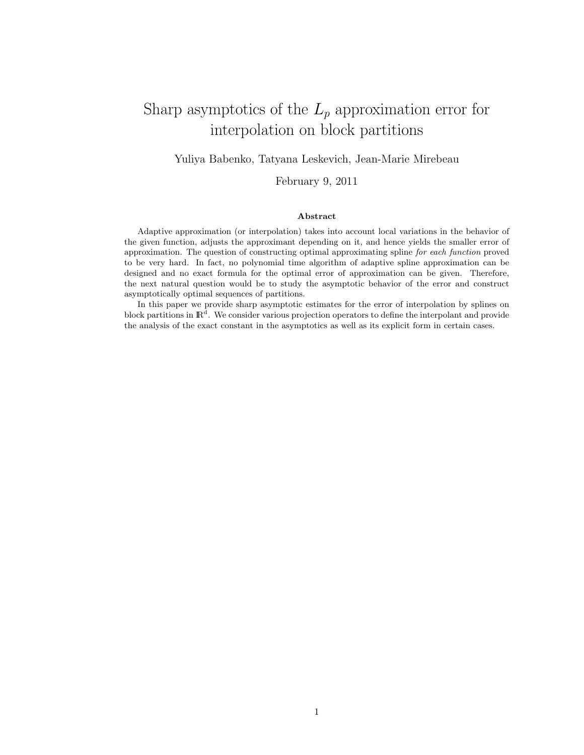# Sharp asymptotics of the $L_p$ approximation error for interpolation on block partitions

Yuliya Babenko, Tatyana Leskevich, Jean-Marie Mirebeau

February 9, 2011

### Abstract

Adaptive approximation (or interpolation) takes into account local variations in the behavior of the given function, adjusts the approximant depending on it, and hence yields the smaller error of approximation. The question of constructing optimal approximating spline *for each function* proved to be very hard. In fact, no polynomial time algorithm of adaptive spline approximation can be designed and no exact formula for the optimal error of approximation can be given. Therefore, the next natural question would be to study the asymptotic behavior of the error and construct asymptotically optimal sequences of partitions.

In this paper we provide sharp asymptotic estimates for the error of interpolation by splines on block partitions in $\mathbb{R}^d$. We consider various projection operators to define the interpolant and provide the analysis of the exact constant in the asymptotics as well as its explicit form in certain cases.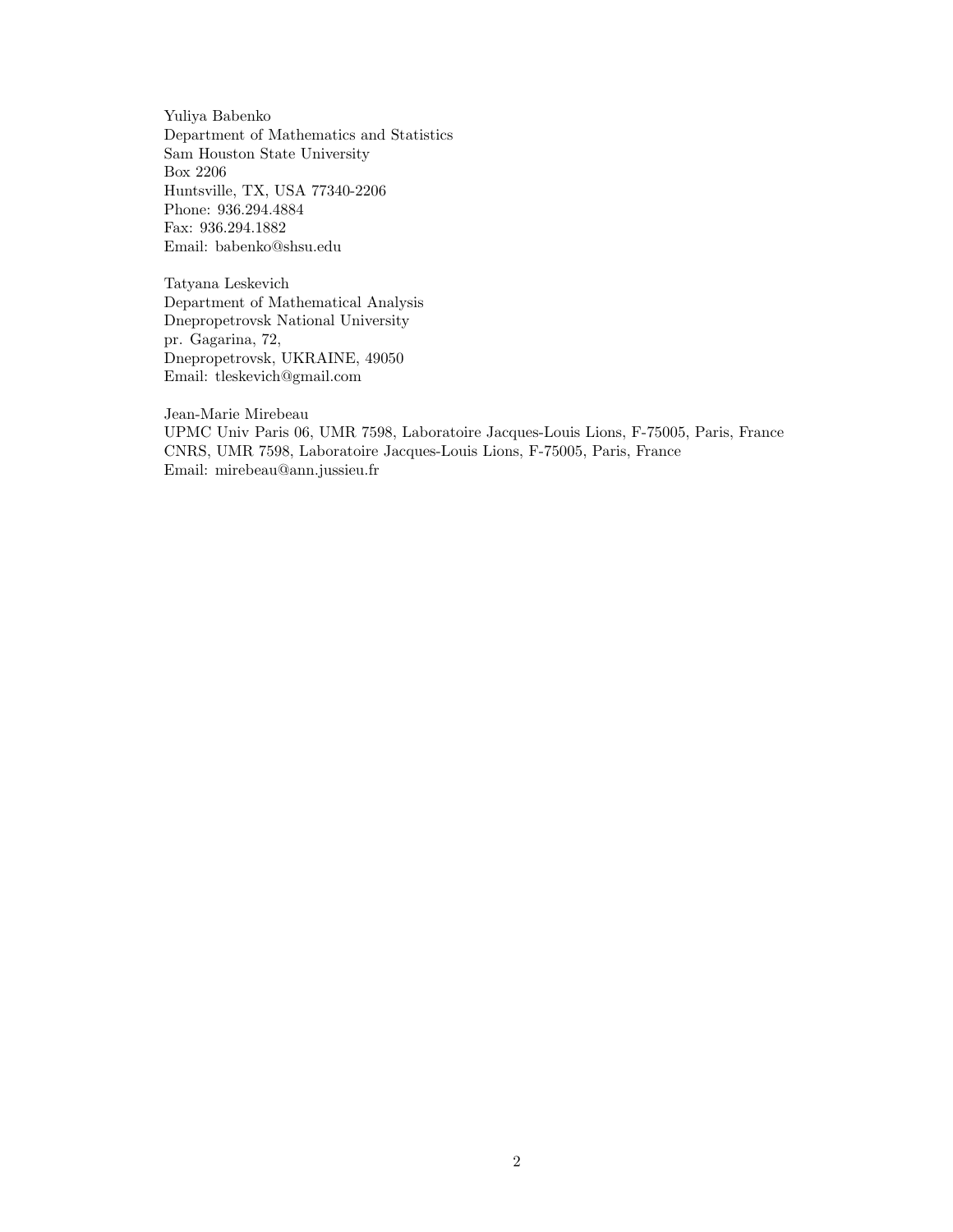Yuliya Babenko
Department of Mathematics and Statistics
Sam Houston State University
Box 2206
Huntsville, TX, USA 77340-2206
Phone: 936.294.4884
Fax: 936.294.1882
Email: babenko@shsu.edu

Tatyana Leskevich
Department of Mathematical Analysis
Dnepropetrovsk National University
pr. Gagarina, 72,
Dnepropetrovsk, UKRAINE, 49050
Email: tleskevich@gmail.com

Jean-Marie Mirebeau
UPMC Univ Paris 06, UMR 7598, Laboratoire Jacques-Louis Lions, F-75005, Paris, France
CNRS, UMR 7598, Laboratoire Jacques-Louis Lions, F-75005, Paris, France
Email: mirebeau@ann.jussieu.fr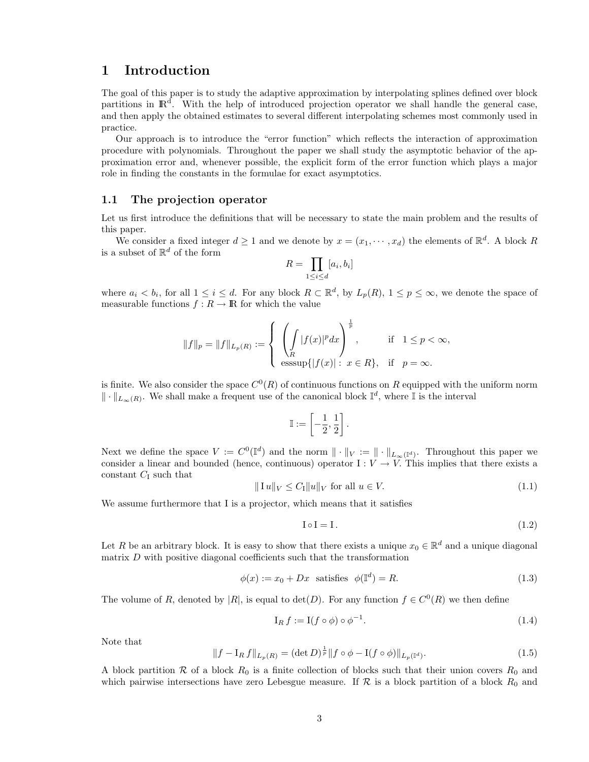# 1 Introduction

The goal of this paper is to study the adaptive approximation by interpolating splines defined over block partitions in $\mathbb{R}^d$. With the help of introduced projection operator we shall handle the general case, and then apply the obtained estimates to several different interpolating schemes most commonly used in practice.

Our approach is to introduce the "error function" which reflects the interaction of approximation procedure with polynomials. Throughout the paper we shall study the asymptotic behavior of the approximation error and, whenever possible, the explicit form of the error function which plays a major role in finding the constants in the formulae for exact asymptotics.

## 1.1 The projection operator

Let us first introduce the definitions that will be necessary to state the main problem and the results of this paper.

We consider a fixed integer $d \geq 1$ and we denote by $x = (x_1, \cdots, x_d)$ the elements of $\mathbb{R}^d$. A block $R$ is a subset of $\mathbb{R}^d$ of the form

$$R = \prod_{1 \leq i \leq d} [a_i, b_i]$$

where $a_i < b_i$, for all $1 \leq i \leq d$. For any block $R \subset \mathbb{R}^d$, by $L_p(R)$, $1 \leq p \leq \infty$, we denote the space of measurable functions $f : R \to \mathbb{R}$ for which the value

$$\|f\|_p = \|f\|_{L_p(R)} := \begin{cases} \left( \int\limits_R |f(x)|^p dx \right)^{\frac{1}{p}}, & \text{if} \quad 1 \leq p < \infty, \\ \operatorname{esssup}\{|f(x)| : \ x \in R\}, & \text{if} \quad p = \infty. \end{cases}$$

is finite. We also consider the space $C^0(R)$ of continuous functions on $R$ equipped with the uniform norm $\|\cdot\|_{L_\infty(R)}$. We shall make a frequent use of the canonical block $\mathbb{I}^d$, where $\mathbb{I}$ is the interval

$$\mathbb{I} := \left[ -\frac{1}{2}, \frac{1}{2} \right].$$

Next we define the space $V := C^0(\mathbb{I}^d)$ and the norm $\|\cdot\|_V := \|\cdot\|_{L_\infty(\mathbb{I}^d)}$. Throughout this paper we consider a linear and bounded (hence, continuous) operator $\mathrm{I} : V \to V$. This implies that there exists a constant $C_{\mathrm{I}}$ such that

$$\|\mathrm{I}\, u\|_V \leq C_{\mathrm{I}} \|u\|_V \text{ for all } u \in V. \tag{1.1}$$

We assume furthermore that I is a projector, which means that it satisfies

$$\mathrm{I} \circ \mathrm{I} = \mathrm{I}. \tag{1.2}$$

Let $R$ be an arbitrary block. It is easy to show that there exists a unique $x_0 \in \mathbb{R}^d$ and a unique diagonal matrix $D$ with positive diagonal coefficients such that the transformation

$$\phi(x) := x_0 + Dx \quad \text{satisfies} \quad \phi(\mathbb{I}^d) = R. \tag{1.3}$$

The volume of $R$, denoted by $|R|$, is equal to $\det(D)$. For any function $f \in C^0(R)$ we then define

$$\mathrm{I}_R\, f := \mathrm{I}(f \circ \phi) \circ \phi^{-1}. \tag{1.4}$$

Note that

$$\|f - \mathrm{I}_R\, f\|_{L_p(R)} = (\det D)^{\frac{1}{p}} \|f \circ \phi - \mathrm{I}(f \circ \phi)\|_{L_p(\mathbb{I}^d)}. \tag{1.5}$$

A block partition $\mathcal{R}$ of a block $R_0$ is a finite collection of blocks such that their union covers $R_0$ and which pairwise intersections have zero Lebesgue measure. If $\mathcal{R}$ is a block partition of a block $R_0$ and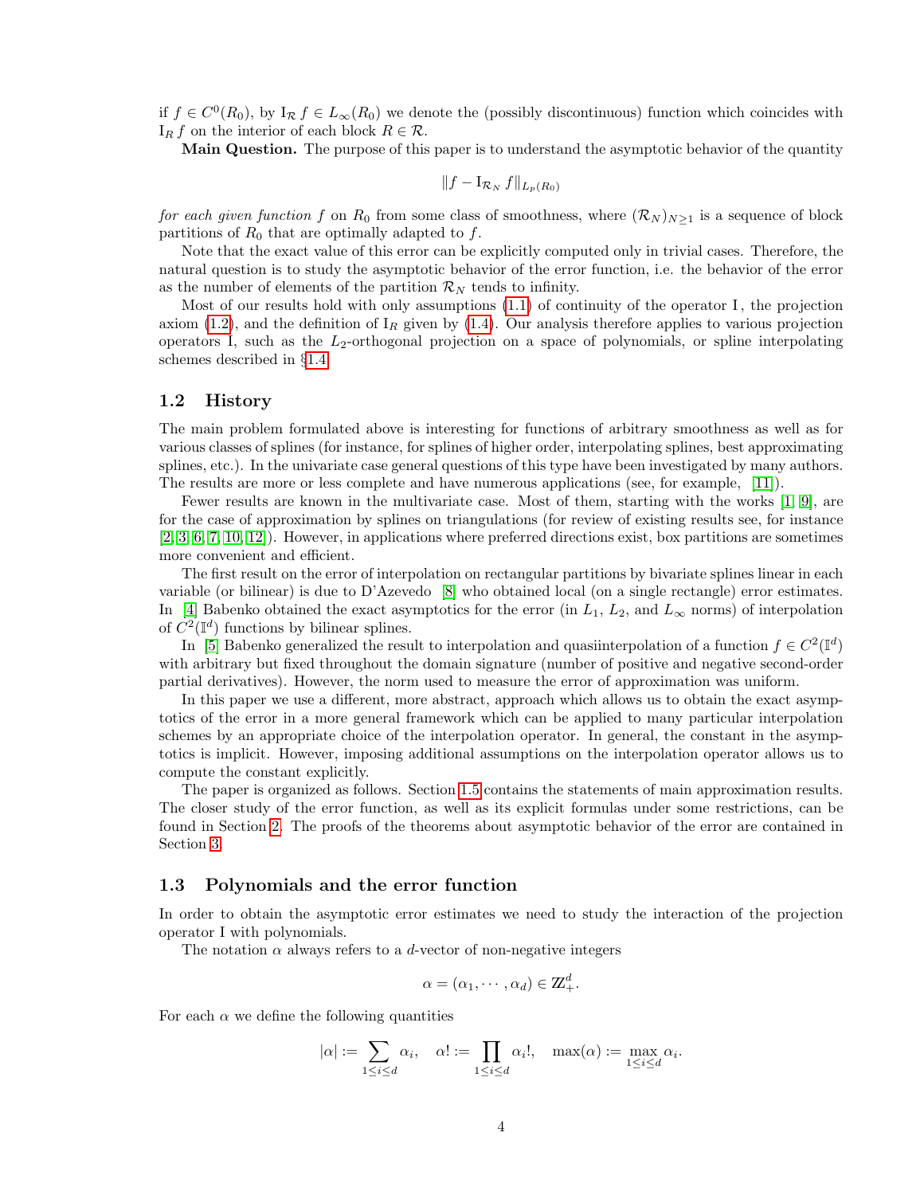if $f \in C^0(R_0)$, by $\mathrm{I}_{\mathcal{R}} f \in L_\infty(R_0)$ we denote the (possibly discontinuous) function which coincides with $\mathrm{I}_R f$ on the interior of each block $R \in \mathcal{R}$.

**Main Question.** The purpose of this paper is to understand the asymptotic behavior of the quantity

$$\|f - \mathrm{I}_{\mathcal{R}_N} f\|_{L_p(R_0)}$$

*for each given function* $f$ on $R_0$ from some class of smoothness, where $(\mathcal{R}_N)_{N \geq 1}$ is a sequence of block partitions of $R_0$ that are optimally adapted to $f$.

Note that the exact value of this error can be explicitly computed only in trivial cases. Therefore, the natural question is to study the asymptotic behavior of the error function, i.e. the behavior of the error as the number of elements of the partition $\mathcal{R}_N$ tends to infinity.

Most of our results hold with only assumptions (1.1) of continuity of the operator $\mathrm{I}$, the projection axiom (1.2), and the definition of $\mathrm{I}_R$ given by (1.4). Our analysis therefore applies to various projection operators $\mathrm{I}$, such as the $L_2$-orthogonal projection on a space of polynomials, or spline interpolating schemes described in §1.4.

## 1.2 History

The main problem formulated above is interesting for functions of arbitrary smoothness as well as for various classes of splines (for instance, for splines of higher order, interpolating splines, best approximating splines, etc.). In the univariate case general questions of this type have been investigated by many authors. The results are more or less complete and have numerous applications (see, for example, [11]).

Fewer results are known in the multivariate case. Most of them, starting with the works [1, 9], are for the case of approximation by splines on triangulations (for review of existing results see, for instance [2, 3, 6, 7, 10, 12]). However, in applications where preferred directions exist, box partitions are sometimes more convenient and efficient.

The first result on the error of interpolation on rectangular partitions by bivariate splines linear in each variable (or bilinear) is due to D'Azevedo [8] who obtained local (on a single rectangle) error estimates. In [4] Babenko obtained the exact asymptotics for the error (in $L_1$, $L_2$, and $L_\infty$ norms) of interpolation of $C^2(\mathbb{I}^d)$ functions by bilinear splines.

In [5] Babenko generalized the result to interpolation and quasiinterpolation of a function $f \in C^2(\mathbb{I}^d)$ with arbitrary but fixed throughout the domain signature (number of positive and negative second-order partial derivatives). However, the norm used to measure the error of approximation was uniform.

In this paper we use a different, more abstract, approach which allows us to obtain the exact asymptotics of the error in a more general framework which can be applied to many particular interpolation schemes by an appropriate choice of the interpolation operator. In general, the constant in the asymptotics is implicit. However, imposing additional assumptions on the interpolation operator allows us to compute the constant explicitly.

The paper is organized as follows. Section 1.5 contains the statements of main approximation results. The closer study of the error function, as well as its explicit formulas under some restrictions, can be found in Section 2. The proofs of the theorems about asymptotic behavior of the error are contained in Section 3.

## 1.3 Polynomials and the error function

In order to obtain the asymptotic error estimates we need to study the interaction of the projection operator $\mathrm{I}$ with polynomials.

The notation $\alpha$ always refers to a $d$-vector of non-negative integers

$$\alpha = (\alpha_1, \cdots, \alpha_d) \in \mathbb{Z}_+^d.$$

For each $\alpha$ we define the following quantities

$$|\alpha| := \sum_{1 \leq i \leq d} \alpha_i, \quad \alpha! := \prod_{1 \leq i \leq d} \alpha_i!, \quad \max(\alpha) := \max_{1 \leq i \leq d} \alpha_i.$$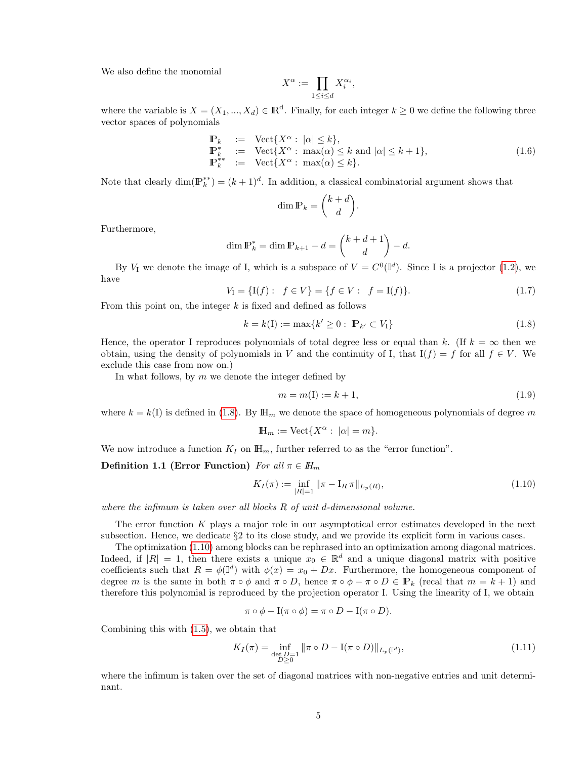We also define the monomial

$$X^\alpha := \prod_{1 \le i \le d} X_i^{\alpha_i},$$

where the variable is $X = (X_1, ..., X_d) \in \mathbb{R}^d$. Finally, for each integer $k \geq 0$ we define the following three vector spaces of polynomials

$$\begin{array}{lcl} \mathbb{P}_k & := & \operatorname{Vect}\{X^\alpha : \ |\alpha| \le k\}, \\ \mathbb{P}_k^* & := & \operatorname{Vect}\{X^\alpha : \ \max(\alpha) \le k \text{ and } |\alpha| \le k+1\}, \\ \mathbb{P}_k^{**} & := & \operatorname{Vect}\{X^\alpha : \ \max(\alpha) \le k\}. \end{array} \tag{1.6}$$

Note that clearly $\dim(\mathbb{P}_k^{**}) = (k+1)^d$. In addition, a classical combinatorial argument shows that

$$\dim \mathbb{P}_k = \binom{k+d}{d}.$$

Furthermore,

$$\dim \mathbb{P}_k^* = \dim \mathbb{P}_{k+1} - d = \binom{k+d+1}{d} - d.$$

By $V_{\mathrm{I}}$ we denote the image of I, which is a subspace of $V = C^0(\mathbb{I}^d)$. Since I is a projector (1.2), we have

$$V_{\mathrm{I}} = \{\mathrm{I}(f) : \ f \in V\} = \{f \in V : \ f = \mathrm{I}(f)\}. \tag{1.7}$$

From this point on, the integer $k$ is fixed and defined as follows

$$k = k(\mathrm{I}) := \max\{k' \ge 0 : \ \mathbb{P}_{k'} \subset V_{\mathrm{I}}\} \tag{1.8}$$

Hence, the operator I reproduces polynomials of total degree less or equal than $k$. (If $k = \infty$ then we obtain, using the density of polynomials in $V$ and the continuity of I, that $\mathrm{I}(f) = f$ for all $f \in V$. We exclude this case from now on.)

In what follows, by $m$ we denote the integer defined by

$$m = m(\mathrm{I}) := k + 1, \tag{1.9}$$

where $k = k(\mathrm{I})$ is defined in (1.8). By $\mathbb{H}_m$ we denote the space of homogeneous polynomials of degree $m$

$$\mathbb{H}_m := \operatorname{Vect}\{X^\alpha : \ |\alpha| = m\}.$$

We now introduce a function $K_I$ on $\mathbb{H}_m$, further referred to as the "error function".

**Definition 1.1 (Error Function)** *For all $\pi \in \mathbb{H}_m$*

$$K_I(\pi) := \inf_{|R|=1} \|\pi - \mathrm{I}_R \, \pi\|_{L_p(R)}, \tag{1.10}$$

*where the infimum is taken over all blocks $R$ of unit d-dimensional volume.*

The error function $K$ plays a major role in our asymptotical error estimates developed in the next subsection. Hence, we dedicate §2 to its close study, and we provide its explicit form in various cases.

The optimization (1.10) among blocks can be rephrased into an optimization among diagonal matrices. Indeed, if $|R| = 1$, then there exists a unique $x_0 \in \mathbb{R}^d$ and a unique diagonal matrix with positive coefficients such that $R = \phi(\mathbb{I}^d)$ with $\phi(x) = x_0 + Dx$. Furthermore, the homogeneous component of degree $m$ is the same in both $\pi \circ \phi$ and $\pi \circ D$, hence $\pi \circ \phi - \pi \circ D \in \mathbb{P}_k$ (recal that $m = k + 1$) and therefore this polynomial is reproduced by the projection operator I. Using the linearity of I, we obtain

$$\pi \circ \phi - \mathrm{I}(\pi \circ \phi) = \pi \circ D - \mathrm{I}(\pi \circ D).$$

Combining this with (1.5), we obtain that

$$K_I(\pi) = \inf_{\substack{\det D = 1 \\ D \ge 0}} \|\pi \circ D - \mathrm{I}(\pi \circ D)\|_{L_p(\mathbb{I}^d)}, \tag{1.11}$$

where the infimum is taken over the set of diagonal matrices with non-negative entries and unit determinant.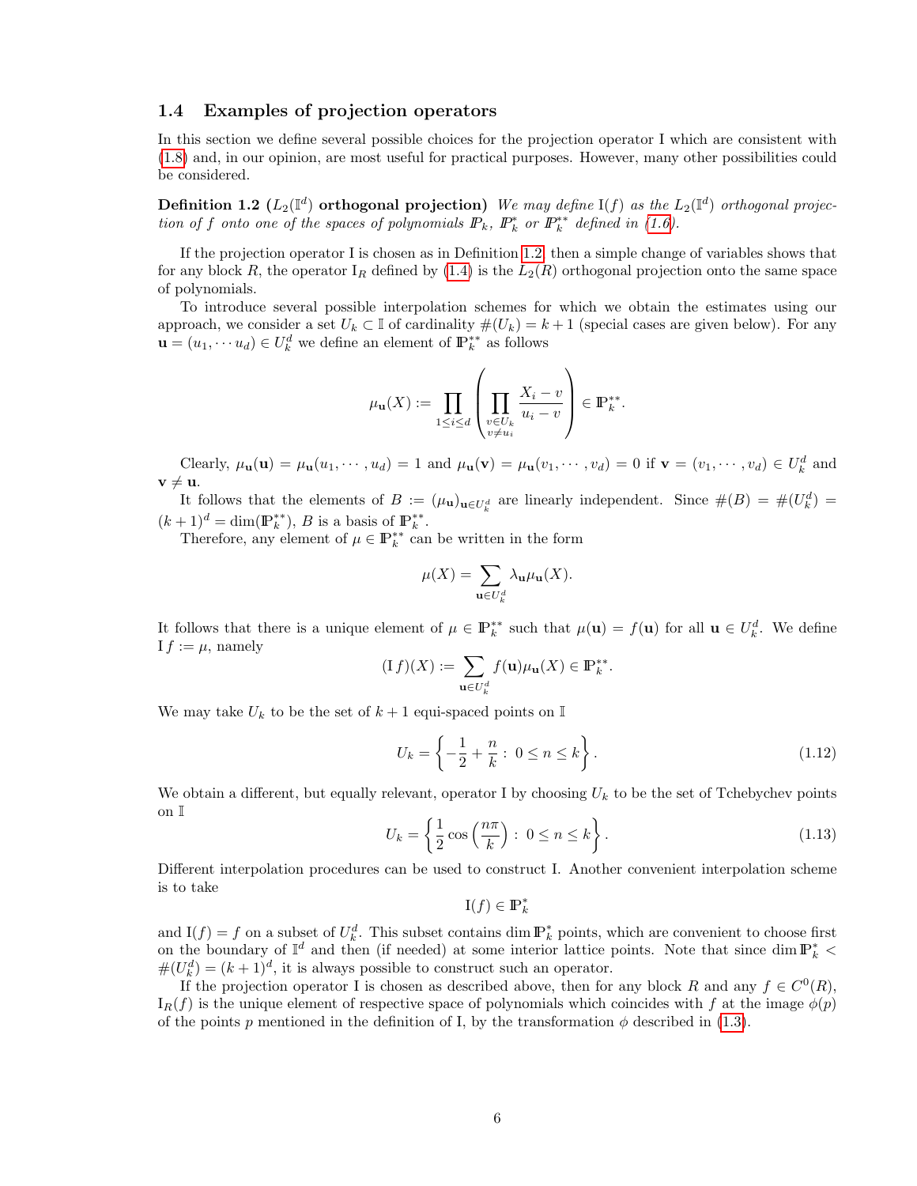### 1.4 Examples of projection operators

In this section we define several possible choices for the projection operator I which are consistent with (1.8) and, in our opinion, are most useful for practical purposes. However, many other possibilities could be considered.

**Definition 1.2** (**$L_2(\mathbb{I}^d)$ orthogonal projection**) *We may define $\mathrm{I}(f)$ as the $L_2(\mathbb{I}^d)$ orthogonal projection of $f$ onto one of the spaces of polynomials $\mathbb{P}_k$, $\mathbb{P}_k^*$ or $\mathbb{P}_k^{**}$ defined in (1.6).*

If the projection operator I is chosen as in Definition 1.2, then a simple change of variables shows that for any block $R$, the operator $\mathrm{I}_R$ defined by (1.4) is the $L_2(R)$ orthogonal projection onto the same space of polynomials.

To introduce several possible interpolation schemes for which we obtain the estimates using our approach, we consider a set $U_k \subset \mathbb{I}$ of cardinality $\#(U_k) = k+1$ (special cases are given below). For any $\mathbf{u} = (u_1, \cdots u_d) \in U_k^d$ we define an element of $\mathbb{P}_k^{**}$ as follows

$$\mu_{\mathbf{u}}(X) := \prod_{1 \le i \le d} \left( \prod_{\substack{v \in U_k \\ v \ne u_i}} \frac{X_i - v}{u_i - v} \right) \in \mathbb{P}_k^{**}.$$

Clearly, $\mu_{\mathbf{u}}(\mathbf{u}) = \mu_{\mathbf{u}}(u_1, \cdots, u_d) = 1$ and $\mu_{\mathbf{u}}(\mathbf{v}) = \mu_{\mathbf{u}}(v_1, \cdots, v_d) = 0$ if $\mathbf{v} = (v_1, \cdots, v_d) \in U_k^d$ and $\mathbf{v} \ne \mathbf{u}$.

It follows that the elements of $B := (\mu_{\mathbf{u}})_{\mathbf{u} \in U_k^d}$ are linearly independent. Since $\#(B) = \#(U_k^d) = (k+1)^d = \dim(\mathbb{P}_k^{**})$, $B$ is a basis of $\mathbb{P}_k^{**}$.

Therefore, any element of $\mu \in \mathbb{P}_k^{**}$ can be written in the form

$$\mu(X) = \sum_{\mathbf{u} \in U_k^d} \lambda_{\mathbf{u}} \mu_{\mathbf{u}}(X).$$

It follows that there is a unique element of $\mu \in \mathbb{P}_k^{**}$ such that $\mu(\mathbf{u}) = f(\mathbf{u})$ for all $\mathbf{u} \in U_k^d$. We define $\mathrm{I}\, f := \mu$, namely

$$(\mathrm{I}\, f)(X) := \sum_{\mathbf{u} \in U_k^d} f(\mathbf{u}) \mu_{\mathbf{u}}(X) \in \mathbb{P}_k^{**}.$$

We may take $U_k$ to be the set of $k+1$ equi-spaced points on $\mathbb{I}$

$$U_k = \left\{ -\frac{1}{2} + \frac{n}{k} : \ 0 \le n \le k \right\}. \tag{1.12}$$

We obtain a different, but equally relevant, operator I by choosing $U_k$ to be the set of Tchebychev points on $\mathbb{I}$

$$U_k = \left\{ \frac{1}{2} \cos\left(\frac{n\pi}{k}\right) : \ 0 \le n \le k \right\}. \tag{1.13}$$

Different interpolation procedures can be used to construct I. Another convenient interpolation scheme is to take

$$\mathrm{I}(f) \in \mathbb{P}_k^*$$

and $\mathrm{I}(f) = f$ on a subset of $U_k^d$. This subset contains $\dim \mathbb{P}_k^*$ points, which are convenient to choose first on the boundary of $\mathbb{I}^d$ and then (if needed) at some interior lattice points. Note that since $\dim \mathbb{P}_k^* < \#(U_k^d) = (k+1)^d$, it is always possible to construct such an operator.

If the projection operator I is chosen as described above, then for any block $R$ and any $f \in C^0(R)$, $\mathrm{I}_R(f)$ is the unique element of respective space of polynomials which coincides with $f$ at the image $\phi(p)$ of the points $p$ mentioned in the definition of I, by the transformation $\phi$ described in (1.3).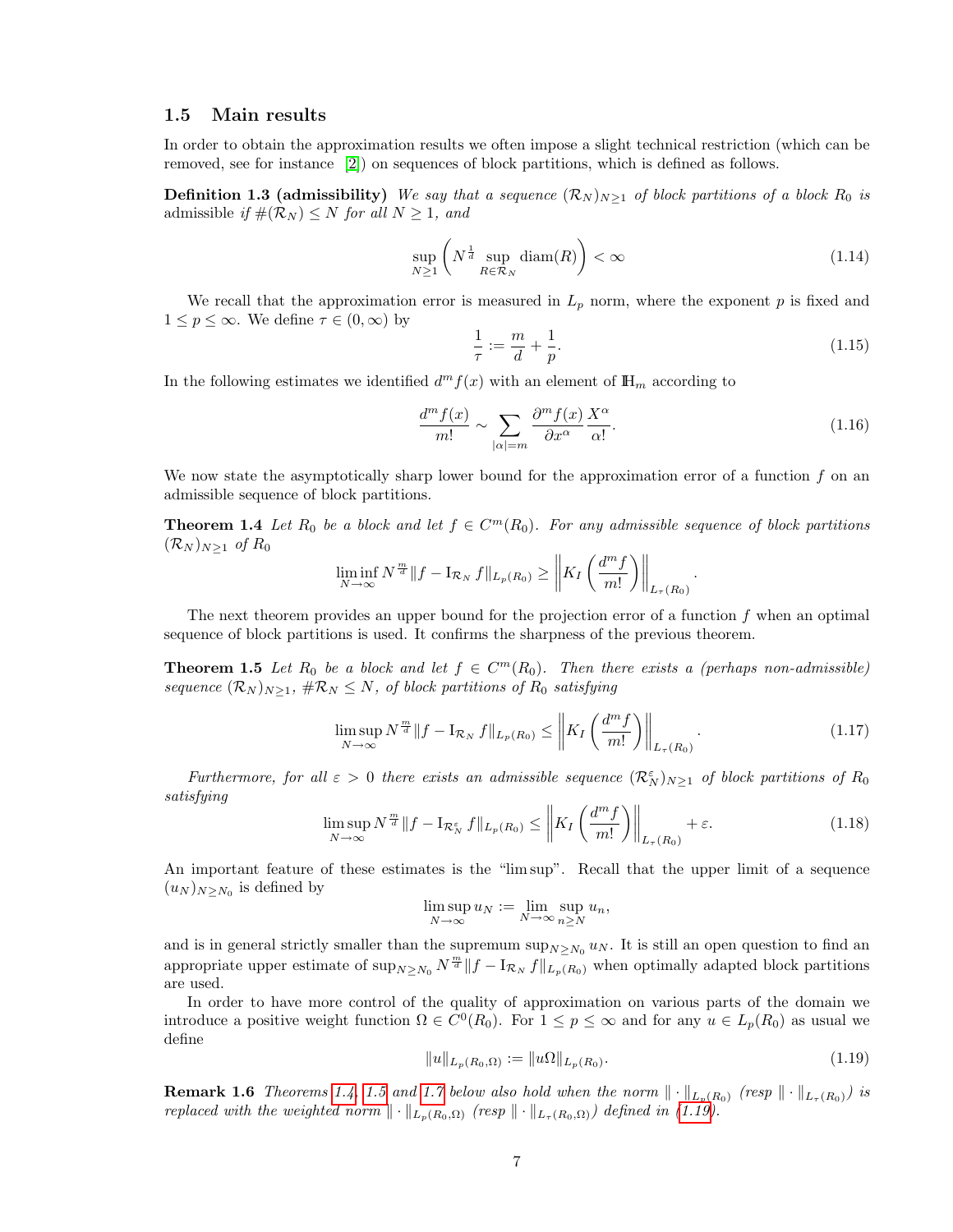### 1.5 Main results

In order to obtain the approximation results we often impose a slight technical restriction (which can be removed, see for instance [2]) on sequences of block partitions, which is defined as follows.

**Definition 1.3 (admissibility)** *We say that a sequence $(\mathcal{R}_N)_{N\geq 1}$ of block partitions of a block $R_0$ is* admissible *if $\#(\mathcal{R}_N) \leq N$ for all $N \geq 1$, and*

$$\sup_{N\geq 1}\left(N^{\frac{1}{d}} \sup_{R\in\mathcal{R}_N} \operatorname{diam}(R)\right) < \infty \tag{1.14}$$

We recall that the approximation error is measured in $L_p$ norm, where the exponent $p$ is fixed and $1 \leq p \leq \infty$. We define $\tau \in (0, \infty)$ by

$$\frac{1}{\tau} := \frac{m}{d} + \frac{1}{p}. \tag{1.15}$$

In the following estimates we identified $d^m f(x)$ with an element of $\mathbb{H}_m$ according to

$$\frac{d^m f(x)}{m!} \sim \sum_{|\alpha|=m} \frac{\partial^m f(x)}{\partial x^\alpha} \frac{X^\alpha}{\alpha!}. \tag{1.16}$$

We now state the asymptotically sharp lower bound for the approximation error of a function $f$ on an admissible sequence of block partitions.

**Theorem 1.4** *Let $R_0$ be a block and let $f \in C^m(R_0)$. For any admissible sequence of block partitions $(\mathcal{R}_N)_{N\geq 1}$ of $R_0$*

$$\liminf_{N\to\infty} N^{\frac{m}{d}} \|f - \mathrm{I}_{\mathcal{R}_N} f\|_{L_p(R_0)} \geq \left\| K_I\left(\frac{d^m f}{m!}\right)\right\|_{L_\tau(R_0)}.$$

The next theorem provides an upper bound for the projection error of a function $f$ when an optimal sequence of block partitions is used. It confirms the sharpness of the previous theorem.

**Theorem 1.5** *Let $R_0$ be a block and let $f \in C^m(R_0)$. Then there exists a (perhaps non-admissible) sequence $(\mathcal{R}_N)_{N\geq 1}$, $\#\mathcal{R}_N \leq N$, of block partitions of $R_0$ satisfying*

$$\limsup_{N\to\infty} N^{\frac{m}{d}} \|f - \mathrm{I}_{\mathcal{R}_N} f\|_{L_p(R_0)} \leq \left\| K_I\left(\frac{d^m f}{m!}\right)\right\|_{L_\tau(R_0)}. \tag{1.17}$$

*Furthermore, for all $\varepsilon > 0$ there exists an admissible sequence $(\mathcal{R}^\varepsilon_N)_{N\geq 1}$ of block partitions of $R_0$ satisfying*

$$\limsup_{N\to\infty} N^{\frac{m}{d}} \|f - \mathrm{I}_{\mathcal{R}^\varepsilon_N} f\|_{L_p(R_0)} \leq \left\| K_I\left(\frac{d^m f}{m!}\right)\right\|_{L_\tau(R_0)} + \varepsilon. \tag{1.18}$$

An important feature of these estimates is the "lim sup". Recall that the upper limit of a sequence $(u_N)_{N\geq N_0}$ is defined by

$$\limsup_{N\to\infty} u_N := \lim_{N\to\infty} \sup_{n\geq N} u_n,$$

and is in general strictly smaller than the supremum $\sup_{N\geq N_0} u_N$. It is still an open question to find an appropriate upper estimate of $\sup_{N\geq N_0} N^{\frac{m}{d}} \|f - \mathrm{I}_{\mathcal{R}_N} f\|_{L_p(R_0)}$ when optimally adapted block partitions are used.

In order to have more control of the quality of approximation on various parts of the domain we introduce a positive weight function $\Omega \in C^0(R_0)$. For $1 \leq p \leq \infty$ and for any $u \in L_p(R_0)$ as usual we define

$$\|u\|_{L_p(R_0,\Omega)} := \|u\Omega\|_{L_p(R_0)}. \tag{1.19}$$

**Remark 1.6** *Theorems 1.4, 1.5 and 1.7 below also hold when the norm $\|\cdot\|_{L_p(R_0)}$ (resp $\|\cdot\|_{L_\tau(R_0)}$) is replaced with the weighted norm $\|\cdot\|_{L_p(R_0,\Omega)}$ (resp $\|\cdot\|_{L_\tau(R_0,\Omega)}$) defined in (1.19).*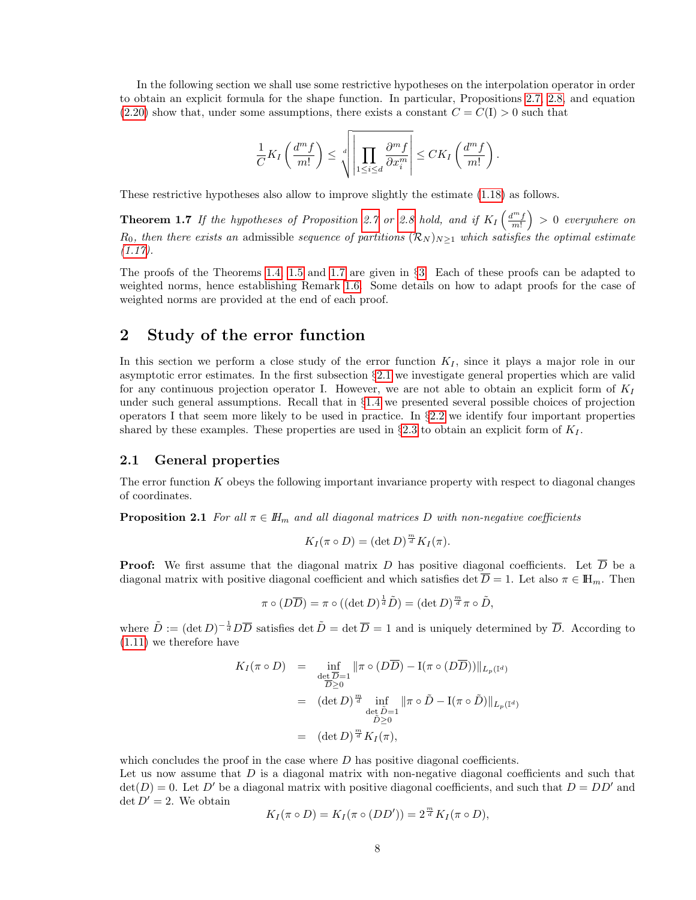In the following section we shall use some restrictive hypotheses on the interpolation operator in order to obtain an explicit formula for the shape function. In particular, Propositions 2.7, 2.8, and equation (2.20) show that, under some assumptions, there exists a constant $C = C(\mathrm{I}) > 0$ such that

$$\frac{1}{C} K_I\left(\frac{d^m f}{m!}\right) \leq \sqrt[d]{\left|\prod_{1\leq i\leq d} \frac{\partial^m f}{\partial x_i^m}\right|} \leq C K_I\left(\frac{d^m f}{m!}\right).$$

These restrictive hypotheses also allow to improve slightly the estimate (1.18) as follows.

**Theorem 1.7** *If the hypotheses of Proposition 2.7 or 2.8 hold, and if $K_I\left(\frac{d^m f}{m!}\right) > 0$ everywhere on $R_0$, then there exists an* admissible *sequence of partitions $(\mathcal{R}_N)_{N\geq 1}$ which satisfies the optimal estimate (1.17).*

The proofs of the Theorems 1.4, 1.5 and 1.7 are given in §3. Each of these proofs can be adapted to weighted norms, hence establishing Remark 1.6. Some details on how to adapt proofs for the case of weighted norms are provided at the end of each proof.

# 2 Study of the error function

In this section we perform a close study of the error function $K_I$, since it plays a major role in our asymptotic error estimates. In the first subsection §2.1 we investigate general properties which are valid for any continuous projection operator I. However, we are not able to obtain an explicit form of $K_I$ under such general assumptions. Recall that in §1.4 we presented several possible choices of projection operators I that seem more likely to be used in practice. In §2.2 we identify four important properties shared by these examples. These properties are used in §2.3 to obtain an explicit form of $K_I$.

## 2.1 General properties

The error function $K$ obeys the following important invariance property with respect to diagonal changes of coordinates.

**Proposition 2.1** *For all $\pi \in \mathbb{H}_m$ and all diagonal matrices $D$ with non-negative coefficients*

$$K_I(\pi \circ D) = (\det D)^{\frac{m}{d}} K_I(\pi).$$

**Proof:** We first assume that the diagonal matrix $D$ has positive diagonal coefficients. Let $\overline{D}$ be a diagonal matrix with positive diagonal coefficient and which satisfies $\det \overline{D} = 1$. Let also $\pi \in \mathbb{H}_m$. Then

$$\pi \circ (D\overline{D}) = \pi \circ ((\det D)^{\frac{1}{d}} \tilde{D}) = (\det D)^{\frac{m}{d}} \pi \circ \tilde{D},$$

where $\tilde{D} := (\det D)^{-\frac{1}{d}} D\overline{D}$ satisfies $\det \tilde{D} = \det \overline{D} = 1$ and is uniquely determined by $\overline{D}$. According to (1.11) we therefore have

$$\begin{aligned}
K_I(\pi \circ D) &= \inf_{\substack{\det \overline{D}=1 \\ \overline{D}\geq 0}} \|\pi \circ (D\overline{D}) - \mathrm{I}(\pi \circ (D\overline{D}))\|_{L_p(\mathbb{I}^d)} \\
&= (\det D)^{\frac{m}{d}} \inf_{\substack{\det \tilde{D}=1 \\ \tilde{D}\geq 0}} \|\pi \circ \tilde{D} - \mathrm{I}(\pi \circ \tilde{D})\|_{L_p(\mathbb{I}^d)} \\
&= (\det D)^{\frac{m}{d}} K_I(\pi),
\end{aligned}$$

which concludes the proof in the case where $D$ has positive diagonal coefficients.

Let us now assume that $D$ is a diagonal matrix with non-negative diagonal coefficients and such that $\det(D) = 0$. Let $D'$ be a diagonal matrix with positive diagonal coefficients, and such that $D = DD'$ and $\det D' = 2$. We obtain

$$K_I(\pi \circ D) = K_I(\pi \circ (DD')) = 2^{\frac{m}{d}} K_I(\pi \circ D),$$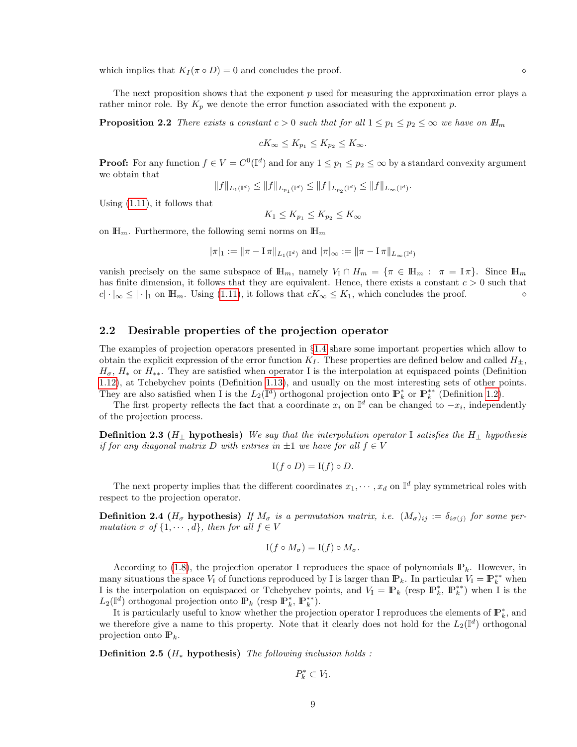which implies that $K_I(\pi \circ D) = 0$ and concludes the proof. $\diamond$

The next proposition shows that the exponent $p$ used for measuring the approximation error plays a rather minor role. By $K_p$ we denote the error function associated with the exponent $p$.

**Proposition 2.2** *There exists a constant $c > 0$ such that for all $1 \leq p_1 \leq p_2 \leq \infty$ we have on $\mathbb{H}_m$*

$$cK_\infty \leq K_{p_1} \leq K_{p_2} \leq K_\infty.$$

**Proof:** For any function $f \in V = C^0(\mathbb{I}^d)$ and for any $1 \leq p_1 \leq p_2 \leq \infty$ by a standard convexity argument we obtain that

$$\|f\|_{L_1(\mathbb{I}^d)} \leq \|f\|_{L_{p_1}(\mathbb{I}^d)} \leq \|f\|_{L_{p_2}(\mathbb{I}^d)} \leq \|f\|_{L_\infty(\mathbb{I}^d)}.$$

Using (1.11), it follows that

$$K_1 \leq K_{p_1} \leq K_{p_2} \leq K_\infty$$

on $\mathbb{H}_m$. Furthermore, the following semi norms on $\mathbb{H}_m$

$$|\pi|_1 := \|\pi - \mathrm{I}\,\pi\|_{L_1(\mathbb{I}^d)} \text{ and } |\pi|_\infty := \|\pi - \mathrm{I}\,\pi\|_{L_\infty(\mathbb{I}^d)}$$

vanish precisely on the same subspace of $\mathbb{H}_m$, namely $V_\mathrm{I} \cap H_m = \{\pi \in \mathbb{H}_m : \ \pi = \mathrm{I}\,\pi\}$. Since $\mathbb{H}_m$ has finite dimension, it follows that they are equivalent. Hence, there exists a constant $c > 0$ such that $c|\cdot|_\infty \leq |\cdot|_1$ on $\mathbb{H}_m$. Using (1.11), it follows that $cK_\infty \leq K_1$, which concludes the proof. $\diamond$

## 2.2 Desirable properties of the projection operator

The examples of projection operators presented in §1.4 share some important properties which allow to obtain the explicit expression of the error function $K_I$. These properties are defined below and called $H_\pm$, $H_\sigma$, $H_*$ or $H_{**}$. They are satisfied when operator I is the interpolation at equispaced points (Definition 1.12), at Tchebychev points (Definition 1.13), and usually on the most interesting sets of other points. They are also satisfied when I is the $L_2(\mathbb{I}^d)$ orthogonal projection onto $\mathbb{P}_k^*$ or $\mathbb{P}_k^{**}$ (Definition 1.2).

The first property reflects the fact that a coordinate $x_i$ on $\mathbb{I}^d$ can be changed to $-x_i$, independently of the projection process.

**Definition 2.3 ($H_\pm$ hypothesis)** *We say that the interpolation operator I satisfies the $H_\pm$ hypothesis if for any diagonal matrix $D$ with entries in $\pm 1$ we have for all $f \in V$*

$$\mathrm{I}(f \circ D) = \mathrm{I}(f) \circ D.$$

The next property implies that the different coordinates $x_1, \cdots, x_d$ on $\mathbb{I}^d$ play symmetrical roles with respect to the projection operator.

**Definition 2.4 ($H_\sigma$ hypothesis)** *If $M_\sigma$ is a permutation matrix, i.e. $(M_\sigma)_{ij} := \delta_{i\sigma(j)}$ for some permutation $\sigma$ of $\{1, \cdots, d\}$, then for all $f \in V$*

$$\mathrm{I}(f \circ M_\sigma) = \mathrm{I}(f) \circ M_\sigma.$$

According to (1.8), the projection operator I reproduces the space of polynomials $\mathbb{P}_k$. However, in many situations the space $V_\mathrm{I}$ of functions reproduced by I is larger than $\mathbb{P}_k$. In particular $V_\mathrm{I} = \mathbb{P}_k^{**}$ when I is the interpolation on equispaced or Tchebychev points, and $V_\mathrm{I} = \mathbb{P}_k$ (resp $\mathbb{P}_k^*$, $\mathbb{P}_k^{**}$) when I is the $L_2(\mathbb{I}^d)$ orthogonal projection onto $\mathbb{P}_k$ (resp $\mathbb{P}_k^*$, $\mathbb{P}_k^{**}$).

It is particularly useful to know whether the projection operator I reproduces the elements of $\mathbb{P}_k^*$, and we therefore give a name to this property. Note that it clearly does not hold for the $L_2(\mathbb{I}^d)$ orthogonal projection onto $\mathbb{P}_k$.

**Definition 2.5 ($H_*$ hypothesis)** *The following inclusion holds :*

$$P_k^* \subset V_\mathrm{I}.$$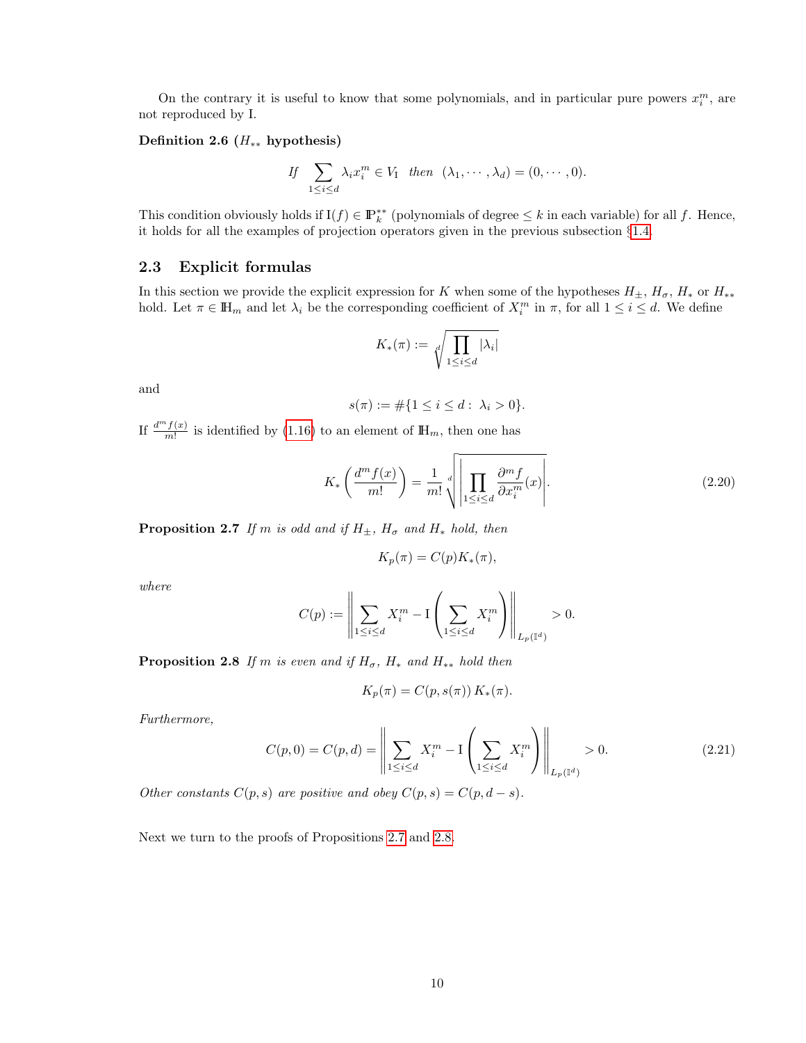On the contrary it is useful to know that some polynomials, and in particular pure powers $x_i^m$, are not reproduced by I.

**Definition 2.6 ($H_{**}$ hypothesis)**

$$\textit{If} \quad \sum_{1\leq i\leq d} \lambda_i x_i^m \in V_{\mathrm{I}} \quad \textit{then} \quad (\lambda_1, \cdots, \lambda_d) = (0, \cdots, 0).$$

This condition obviously holds if $\mathrm{I}(f) \in \mathbb{P}_k^{**}$ (polynomials of degree $\leq k$ in each variable) for all $f$. Hence, it holds for all the examples of projection operators given in the previous subsection §1.4.

## 2.3 Explicit formulas

In this section we provide the explicit expression for $K$ when some of the hypotheses $H_\pm$, $H_\sigma$, $H_*$ or $H_{**}$ hold. Let $\pi \in \mathbb{H}_m$ and let $\lambda_i$ be the corresponding coefficient of $X_i^m$ in $\pi$, for all $1 \leq i \leq d$. We define

$$K_*(\pi) := \sqrt[d]{\prod_{1\leq i\leq d} |\lambda_i|}$$

and

$$s(\pi) := \#\{1 \leq i \leq d : \lambda_i > 0\}.$$

If $\frac{d^m f(x)}{m!}$ is identified by (1.16) to an element of $\mathbb{H}_m$, then one has

$$K_*\left(\frac{d^m f(x)}{m!}\right) = \frac{1}{m!}\sqrt[d]{\left|\prod_{1\leq i\leq d} \frac{\partial^m f}{\partial x_i^m}(x)\right|}. \tag{2.20}$$

**Proposition 2.7** *If $m$ is odd and if $H_\pm$, $H_\sigma$ and $H_*$ hold, then*

$$K_p(\pi) = C(p) K_*(\pi),$$

*where*

$$C(p) := \left\| \sum_{1\leq i\leq d} X_i^m - \mathrm{I}\left(\sum_{1\leq i\leq d} X_i^m\right)\right\|_{L_p(\mathbb{I}^d)} > 0.$$

**Proposition 2.8** *If $m$ is even and if $H_\sigma$, $H_*$ and $H_{**}$ hold then*

$$K_p(\pi) = C(p, s(\pi))\, K_*(\pi).$$

*Furthermore,*

$$C(p,0) = C(p,d) = \left\| \sum_{1\leq i\leq d} X_i^m - \mathrm{I}\left(\sum_{1\leq i\leq d} X_i^m\right)\right\|_{L_p(\mathbb{I}^d)} > 0. \tag{2.21}$$

*Other constants $C(p, s)$ are positive and obey $C(p, s) = C(p, d - s)$.*

Next we turn to the proofs of Propositions 2.7 and 2.8.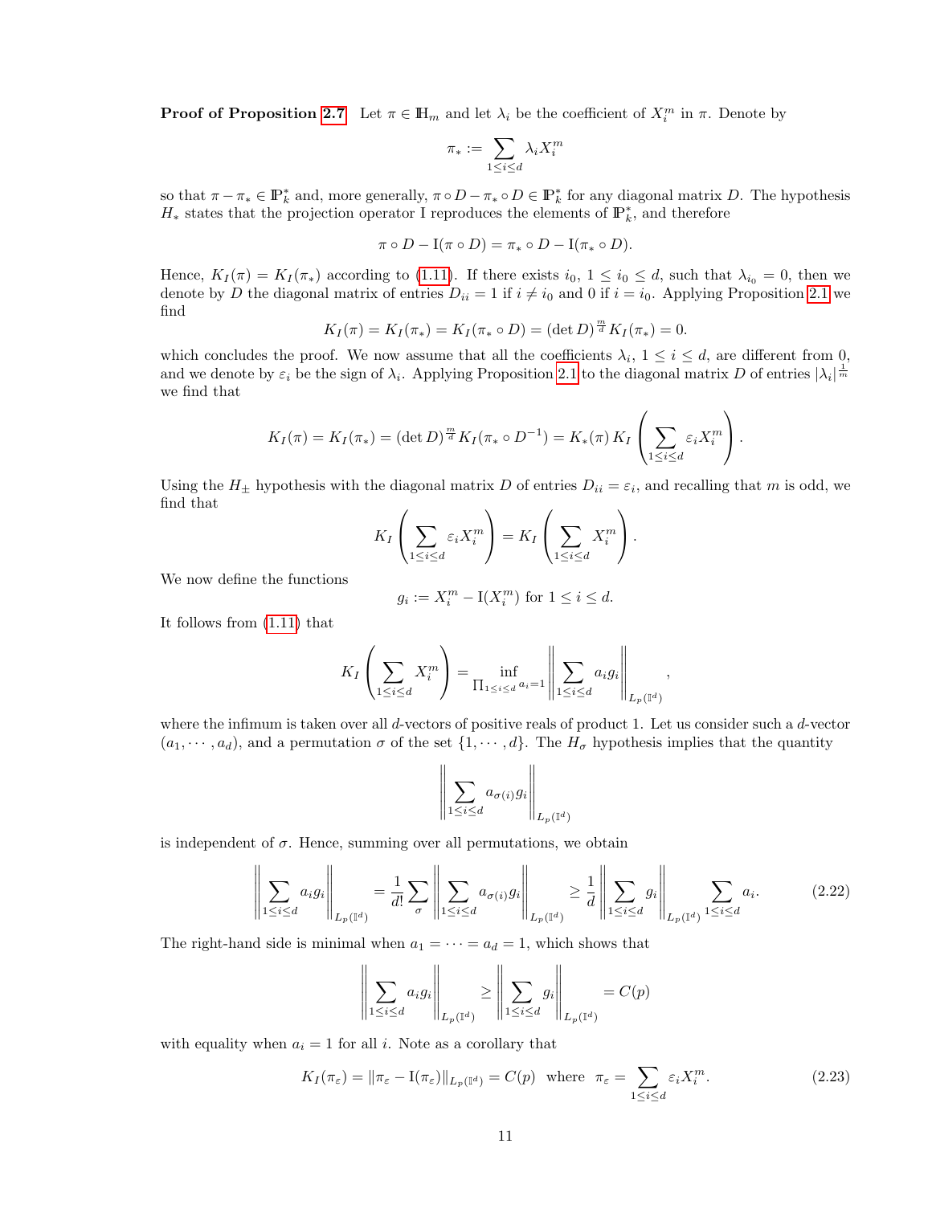**Proof of Proposition 2.7** Let $\pi \in \mathbb{H}_m$ and let $\lambda_i$ be the coefficient of $X_i^m$ in $\pi$. Denote by

$$\pi_* := \sum_{1\leq i\leq d} \lambda_i X_i^m$$

so that $\pi - \pi_* \in \mathbb{P}_k^*$ and, more generally, $\pi \circ D - \pi_* \circ D \in \mathbb{P}_k^*$ for any diagonal matrix $D$. The hypothesis $H_*$ states that the projection operator I reproduces the elements of $\mathbb{P}_k^*$, and therefore

$$\pi \circ D - \mathrm{I}(\pi \circ D) = \pi_* \circ D - \mathrm{I}(\pi_* \circ D).$$

Hence, $K_I(\pi) = K_I(\pi_*)$ according to (1.11). If there exists $i_0$, $1 \leq i_0 \leq d$, such that $\lambda_{i_0} = 0$, then we denote by $D$ the diagonal matrix of entries $D_{ii} = 1$ if $i \neq i_0$ and 0 if $i = i_0$. Applying Proposition 2.1 we find

$$K_I(\pi) = K_I(\pi_*) = K_I(\pi_* \circ D) = (\det D)^{\frac{m}{d}} K_I(\pi_*) = 0.$$

which concludes the proof. We now assume that all the coefficients $\lambda_i$, $1 \leq i \leq d$, are different from 0, and we denote by $\varepsilon_i$ be the sign of $\lambda_i$. Applying Proposition 2.1 to the diagonal matrix $D$ of entries $|\lambda_i|^{\frac{1}{m}}$ we find that

$$K_I(\pi) = K_I(\pi_*) = (\det D)^{\frac{m}{d}} K_I(\pi_* \circ D^{-1}) = K_*(\pi)\, K_I\left(\sum_{1\leq i\leq d} \varepsilon_i X_i^m\right).$$

Using the $H_\pm$ hypothesis with the diagonal matrix $D$ of entries $D_{ii} = \varepsilon_i$, and recalling that $m$ is odd, we find that

$$K_I\left(\sum_{1\leq i\leq d} \varepsilon_i X_i^m\right) = K_I\left(\sum_{1\leq i\leq d} X_i^m\right).$$

We now define the functions

$$g_i := X_i^m - \mathrm{I}(X_i^m) \text{ for } 1 \leq i \leq d.$$

It follows from (1.11) that

$$K_I\left(\sum_{1\leq i\leq d} X_i^m\right) = \inf_{\prod_{1\leq i\leq d} a_i = 1} \left\| \sum_{1\leq i\leq d} a_i g_i \right\|_{L_p(\mathbb{I}^d)},$$

where the infimum is taken over all $d$-vectors of positive reals of product 1. Let us consider such a $d$-vector $(a_1, \cdots, a_d)$, and a permutation $\sigma$ of the set $\{1, \cdots, d\}$. The $H_\sigma$ hypothesis implies that the quantity

$$\left\| \sum_{1\leq i\leq d} a_{\sigma(i)} g_i \right\|_{L_p(\mathbb{I}^d)}$$

is independent of $\sigma$. Hence, summing over all permutations, we obtain

$$\left\| \sum_{1\leq i\leq d} a_i g_i \right\|_{L_p(\mathbb{I}^d)} = \frac{1}{d!} \sum_\sigma \left\| \sum_{1\leq i\leq d} a_{\sigma(i)} g_i \right\|_{L_p(\mathbb{I}^d)} \geq \frac{1}{d} \left\| \sum_{1\leq i\leq d} g_i \right\|_{L_p(\mathbb{I}^d)} \sum_{1\leq i\leq d} a_i. \tag{2.22}$$

The right-hand side is minimal when $a_1 = \cdots = a_d = 1$, which shows that

$$\left\| \sum_{1\leq i\leq d} a_i g_i \right\|_{L_p(\mathbb{I}^d)} \geq \left\| \sum_{1\leq i\leq d} g_i \right\|_{L_p(\mathbb{I}^d)} = C(p)$$

with equality when $a_i = 1$ for all $i$. Note as a corollary that

$$K_I(\pi_\varepsilon) = \|\pi_\varepsilon - \mathrm{I}(\pi_\varepsilon)\|_{L_p(\mathbb{I}^d)} = C(p) \text{ where } \pi_\varepsilon = \sum_{1\leq i\leq d} \varepsilon_i X_i^m. \tag{2.23}$$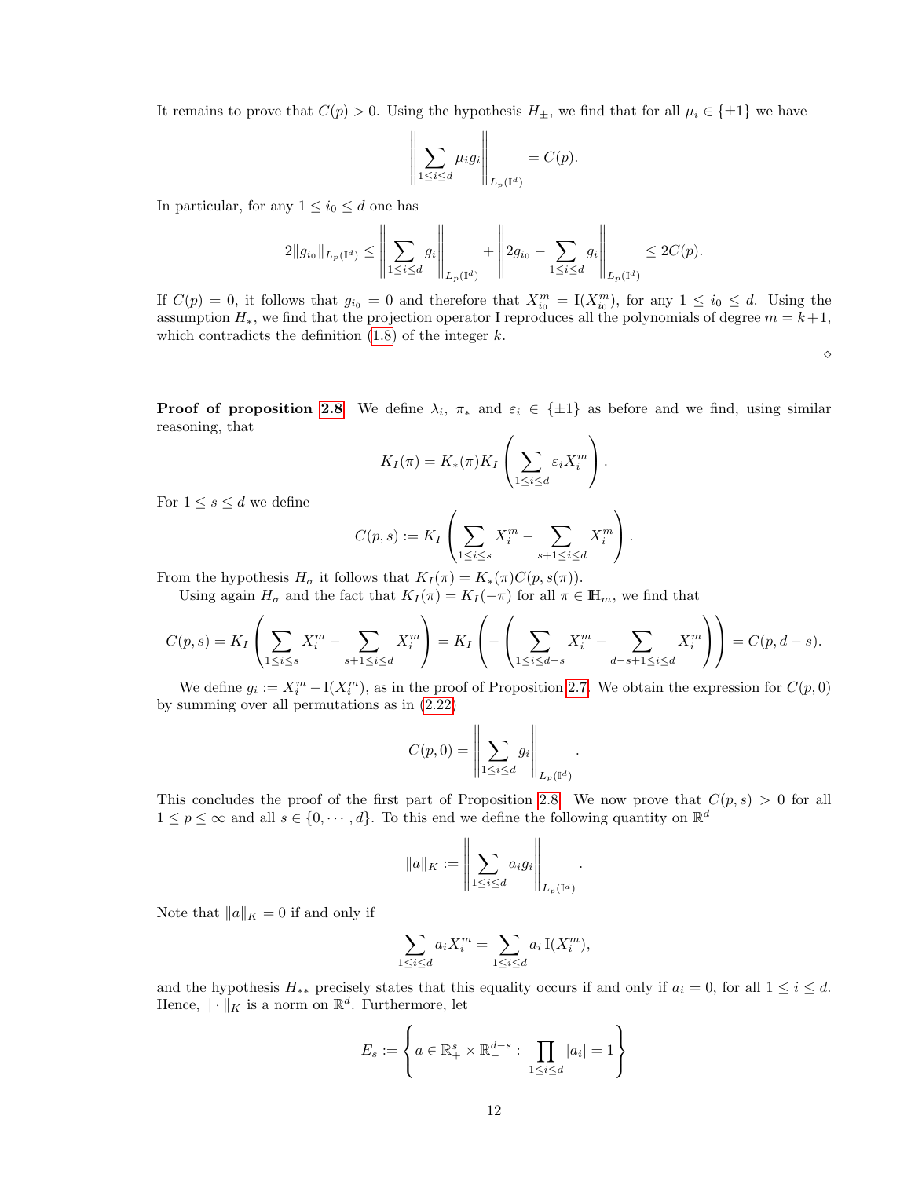It remains to prove that $C(p) > 0$. Using the hypothesis $H_\pm$, we find that for all $\mu_i \in \{\pm 1\}$ we have

$$\left\| \sum_{1 \le i \le d} \mu_i g_i \right\|_{L_p(\mathbb{I}^d)} = C(p).$$

In particular, for any $1 \le i_0 \le d$ one has

$$2\|g_{i_0}\|_{L_p(\mathbb{I}^d)} \le \left\| \sum_{1 \le i \le d} g_i \right\|_{L_p(\mathbb{I}^d)} + \left\| 2g_{i_0} - \sum_{1 \le i \le d} g_i \right\|_{L_p(\mathbb{I}^d)} \le 2C(p).$$

If $C(p) = 0$, it follows that $g_{i_0} = 0$ and therefore that $X_{i_0}^m = \mathrm{I}(X_{i_0}^m)$, for any $1 \le i_0 \le d$. Using the assumption $H_*$, we find that the projection operator I reproduces all the polynomials of degree $m = k+1$, which contradicts the definition (1.8) of the integer $k$.

$\diamond$

**Proof of proposition 2.8** We define $\lambda_i$, $\pi_*$ and $\varepsilon_i \in \{\pm 1\}$ as before and we find, using similar reasoning, that

$$K_I(\pi) = K_*(\pi) K_I\left( \sum_{1 \le i \le d} \varepsilon_i X_i^m \right).$$

For $1 \le s \le d$ we define

$$C(p,s) := K_I\left( \sum_{1 \le i \le s} X_i^m - \sum_{s+1 \le i \le d} X_i^m \right).$$

From the hypothesis $H_\sigma$ it follows that $K_I(\pi) = K_*(\pi) C(p, s(\pi))$.

Using again $H_\sigma$ and the fact that $K_I(\pi) = K_I(-\pi)$ for all $\pi \in \mathbb{H}_m$, we find that

$$C(p,s) = K_I\left( \sum_{1 \le i \le s} X_i^m - \sum_{s+1 \le i \le d} X_i^m \right) = K_I\left( -\left( \sum_{1 \le i \le d-s} X_i^m - \sum_{d-s+1 \le i \le d} X_i^m \right) \right) = C(p, d-s).$$

We define $g_i := X_i^m - \mathrm{I}(X_i^m)$, as in the proof of Proposition 2.7. We obtain the expression for $C(p,0)$ by summing over all permutations as in (2.22)

$$C(p,0) = \left\| \sum_{1 \le i \le d} g_i \right\|_{L_p(\mathbb{I}^d)}.$$

This concludes the proof of the first part of Proposition 2.8. We now prove that $C(p,s) > 0$ for all $1 \le p \le \infty$ and all $s \in \{0, \cdots, d\}$. To this end we define the following quantity on $\mathbb{R}^d$

$$\|a\|_K := \left\| \sum_{1 \le i \le d} a_i g_i \right\|_{L_p(\mathbb{I}^d)}.$$

Note that $\|a\|_K = 0$ if and only if

$$\sum_{1 \le i \le d} a_i X_i^m = \sum_{1 \le i \le d} a_i \, \mathrm{I}(X_i^m),$$

and the hypothesis $H_{**}$ precisely states that this equality occurs if and only if $a_i = 0$, for all $1 \le i \le d$. Hence, $\|\cdot\|_K$ is a norm on $\mathbb{R}^d$. Furthermore, let

$$E_s := \left\{ a \in \mathbb{R}_+^s \times \mathbb{R}_-^{d-s} : \prod_{1 \le i \le d} |a_i| = 1 \right\}$$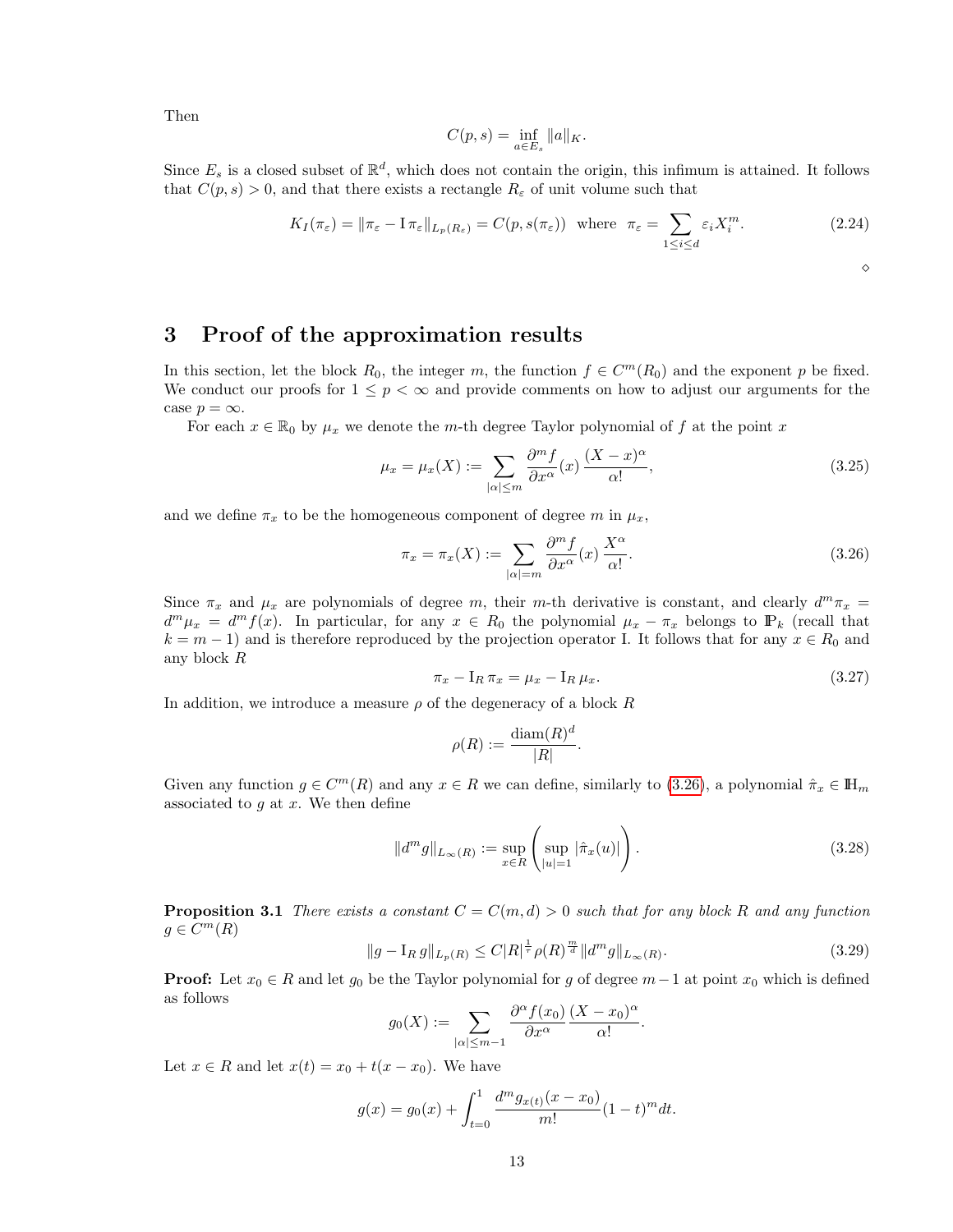Then

$$C(p,s) = \inf_{a \in E_s} \|a\|_K.$$

Since $E_s$ is a closed subset of $\mathbb{R}^d$, which does not contain the origin, this infimum is attained. It follows that $C(p,s) > 0$, and that there exists a rectangle $R_\varepsilon$ of unit volume such that

$$K_I(\pi_\varepsilon) = \|\pi_\varepsilon - \mathrm{I}\,\pi_\varepsilon\|_{L_p(R_\varepsilon)} = C(p, s(\pi_\varepsilon)) \text{ where } \pi_\varepsilon = \sum_{1 \le i \le d} \varepsilon_i X_i^m. \tag{2.24}$$

$\diamond$

# 3 Proof of the approximation results

In this section, let the block $R_0$, the integer $m$, the function $f \in C^m(R_0)$ and the exponent $p$ be fixed. We conduct our proofs for $1 \le p < \infty$ and provide comments on how to adjust our arguments for the case $p = \infty$.

For each $x \in \mathbb{R}_0$ by $\mu_x$ we denote the $m$-th degree Taylor polynomial of $f$ at the point $x$

$$\mu_x = \mu_x(X) := \sum_{|\alpha| \le m} \frac{\partial^m f}{\partial x^\alpha}(x) \, \frac{(X-x)^\alpha}{\alpha!}, \tag{3.25}$$

and we define $\pi_x$ to be the homogeneous component of degree $m$ in $\mu_x$,

$$\pi_x = \pi_x(X) := \sum_{|\alpha| = m} \frac{\partial^m f}{\partial x^\alpha}(x) \, \frac{X^\alpha}{\alpha!}. \tag{3.26}$$

Since $\pi_x$ and $\mu_x$ are polynomials of degree $m$, their $m$-th derivative is constant, and clearly $d^m \pi_x = d^m \mu_x = d^m f(x)$. In particular, for any $x \in R_0$ the polynomial $\mu_x - \pi_x$ belongs to $\mathbb{P}_k$ (recall that $k = m-1$) and is therefore reproduced by the projection operator I. It follows that for any $x \in R_0$ and any block $R$

$$\pi_x - \mathrm{I}_R \, \pi_x = \mu_x - \mathrm{I}_R \, \mu_x. \tag{3.27}$$

In addition, we introduce a measure $\rho$ of the degeneracy of a block $R$

$$\rho(R) := \frac{\mathrm{diam}(R)^d}{|R|}.$$

Given any function $g \in C^m(R)$ and any $x \in R$ we can define, similarly to (3.26), a polynomial $\hat{\pi}_x \in \mathbb{H}_m$ associated to $g$ at $x$. We then define

$$\|d^m g\|_{L_\infty(R)} := \sup_{x \in R} \left( \sup_{|u|=1} |\hat{\pi}_x(u)| \right). \tag{3.28}$$

**Proposition 3.1** *There exists a constant $C = C(m,d) > 0$ such that for any block $R$ and any function $g \in C^m(R)$*

$$\|g - \mathrm{I}_R \, g\|_{L_p(R)} \le C |R|^{\frac{1}{\tau}} \rho(R)^{\frac{m}{d}} \|d^m g\|_{L_\infty(R)}. \tag{3.29}$$

**Proof:** Let $x_0 \in R$ and let $g_0$ be the Taylor polynomial for $g$ of degree $m-1$ at point $x_0$ which is defined as follows

$$g_0(X) := \sum_{|\alpha| \le m-1} \frac{\partial^\alpha f(x_0)}{\partial x^\alpha} \, \frac{(X-x_0)^\alpha}{\alpha!}.$$

Let $x \in R$ and let $x(t) = x_0 + t(x - x_0)$. We have

$$g(x) = g_0(x) + \int_{t=0}^1 \frac{d^m g_{x(t)}(x - x_0)}{m!} (1-t)^m dt.$$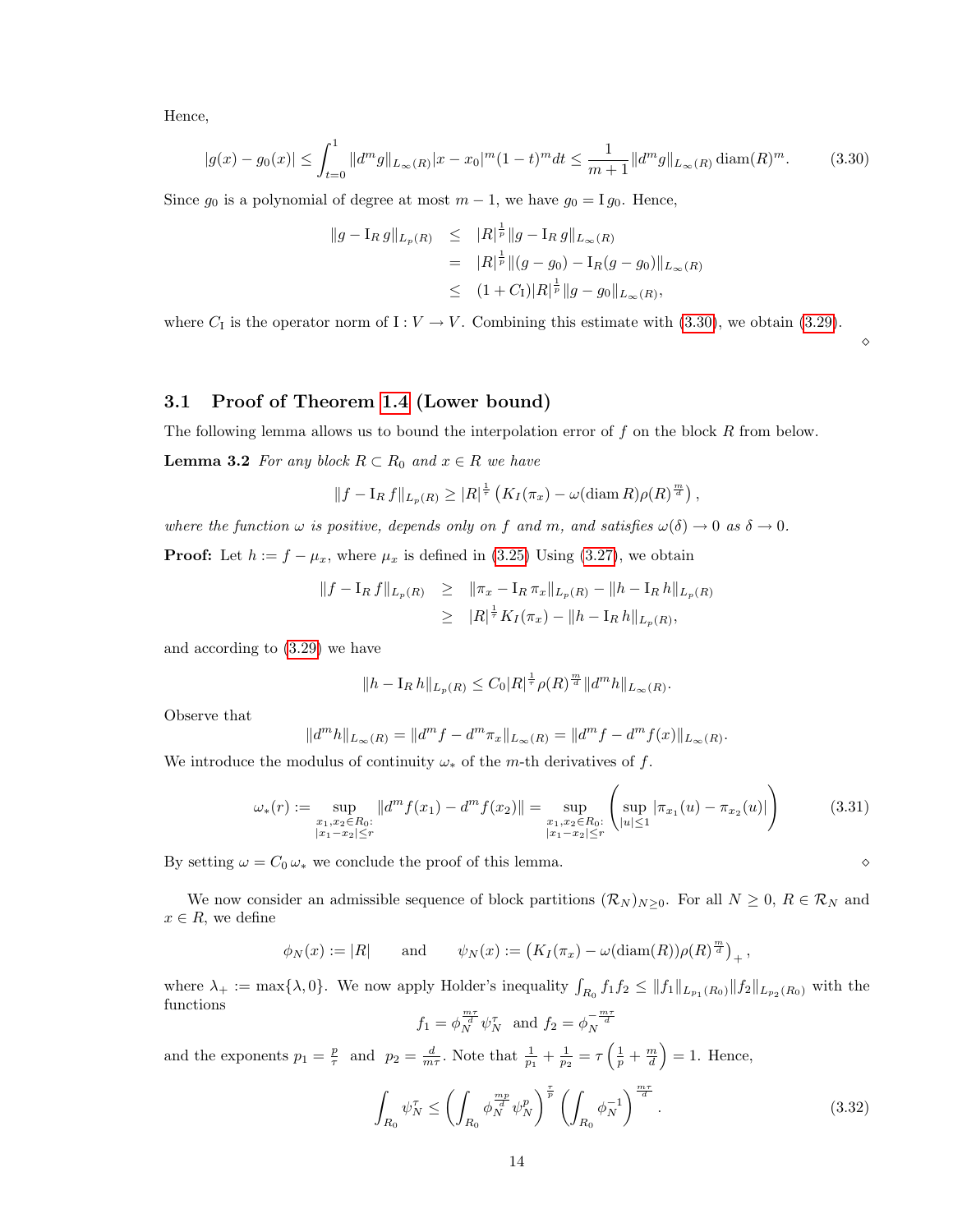Hence,

$$|g(x) - g_0(x)| \leq \int_{t=0}^{1} \|d^m g\|_{L_\infty(R)} |x - x_0|^m (1-t)^m dt \leq \frac{1}{m+1} \|d^m g\|_{L_\infty(R)} \operatorname{diam}(R)^m. \tag{3.30}$$

Since $g_0$ is a polynomial of degree at most $m-1$, we have $g_0 = \mathrm{I}\, g_0$. Hence,

$$\begin{aligned}
\|g - \mathrm{I}_R\, g\|_{L_p(R)} &\leq |R|^{\frac{1}{p}} \|g - \mathrm{I}_R\, g\|_{L_\infty(R)} \\
&= |R|^{\frac{1}{p}} \|(g - g_0) - \mathrm{I}_R(g - g_0)\|_{L_\infty(R)} \\
&\leq (1 + C_\mathrm{I}) |R|^{\frac{1}{p}} \|g - g_0\|_{L_\infty(R)},
\end{aligned}$$

where $C_\mathrm{I}$ is the operator norm of $\mathrm{I} : V \to V$. Combining this estimate with (3.30), we obtain (3.29). ⋄

### 3.1 Proof of Theorem 1.4 (Lower bound)

The following lemma allows us to bound the interpolation error of $f$ on the block $R$ from below.

**Lemma 3.2** *For any block $R \subset R_0$ and $x \in R$ we have*

$$\|f - \mathrm{I}_R\, f\|_{L_p(R)} \geq |R|^{\frac{1}{\tau}} \left( K_I(\pi_x) - \omega(\operatorname{diam} R) \rho(R)^{\frac{m}{d}} \right),$$

*where the function $\omega$ is positive, depends only on $f$ and $m$, and satisfies $\omega(\delta) \to 0$ as $\delta \to 0$.*

**Proof:** Let $h := f - \mu_x$, where $\mu_x$ is defined in (3.25) Using (3.27), we obtain

$$\begin{aligned}
\|f - \mathrm{I}_R\, f\|_{L_p(R)} &\geq \|\pi_x - \mathrm{I}_R\, \pi_x\|_{L_p(R)} - \|h - \mathrm{I}_R\, h\|_{L_p(R)} \\
&\geq |R|^{\frac{1}{\tau}} K_I(\pi_x) - \|h - \mathrm{I}_R\, h\|_{L_p(R)},
\end{aligned}$$

and according to (3.29) we have

$$\|h - \mathrm{I}_R\, h\|_{L_p(R)} \leq C_0 |R|^{\frac{1}{\tau}} \rho(R)^{\frac{m}{d}} \|d^m h\|_{L_\infty(R)}.$$

Observe that

$$\|d^m h\|_{L_\infty(R)} = \|d^m f - d^m \pi_x\|_{L_\infty(R)} = \|d^m f - d^m f(x)\|_{L_\infty(R)}.$$

We introduce the modulus of continuity $\omega_*$ of the $m$-th derivatives of $f$.

$$\omega_*(r) := \sup_{\substack{x_1, x_2 \in R_0: \\ |x_1 - x_2| \leq r}} \|d^m f(x_1) - d^m f(x_2)\| = \sup_{\substack{x_1, x_2 \in R_0: \\ |x_1 - x_2| \leq r}} \left( \sup_{|u| \leq 1} |\pi_{x_1}(u) - \pi_{x_2}(u)| \right) \tag{3.31}$$

By setting $\omega = C_0\, \omega_*$ we conclude the proof of this lemma. ⋄

We now consider an admissible sequence of block partitions $(\mathcal{R}_N)_{N \geq 0}$. For all $N \geq 0$, $R \in \mathcal{R}_N$ and $x \in R$, we define

$$\phi_N(x) := |R| \qquad \text{and} \qquad \psi_N(x) := \left( K_I(\pi_x) - \omega(\operatorname{diam}(R)) \rho(R)^{\frac{m}{d}} \right)_+,$$

where $\lambda_+ := \max\{\lambda, 0\}$. We now apply Holder's inequality $\int_{R_0} f_1 f_2 \leq \|f_1\|_{L_{p_1}(R_0)} \|f_2\|_{L_{p_2}(R_0)}$ with the functions

$$f_1 = \phi_N^{\frac{m\tau}{d}} \psi_N^{\tau} \ \text{ and } f_2 = \phi_N^{-\frac{m\tau}{d}}$$

and the exponents $p_1 = \frac{p}{\tau}$ and $p_2 = \frac{d}{m\tau}$. Note that $\frac{1}{p_1} + \frac{1}{p_2} = \tau \left( \frac{1}{p} + \frac{m}{d} \right) = 1$. Hence,

$$\int_{R_0} \psi_N^{\tau} \leq \left( \int_{R_0} \phi_N^{\frac{mp}{d}} \psi_N^{p} \right)^{\frac{\tau}{p}} \left( \int_{R_0} \phi_N^{-1} \right)^{\frac{m\tau}{d}}. \tag{3.32}$$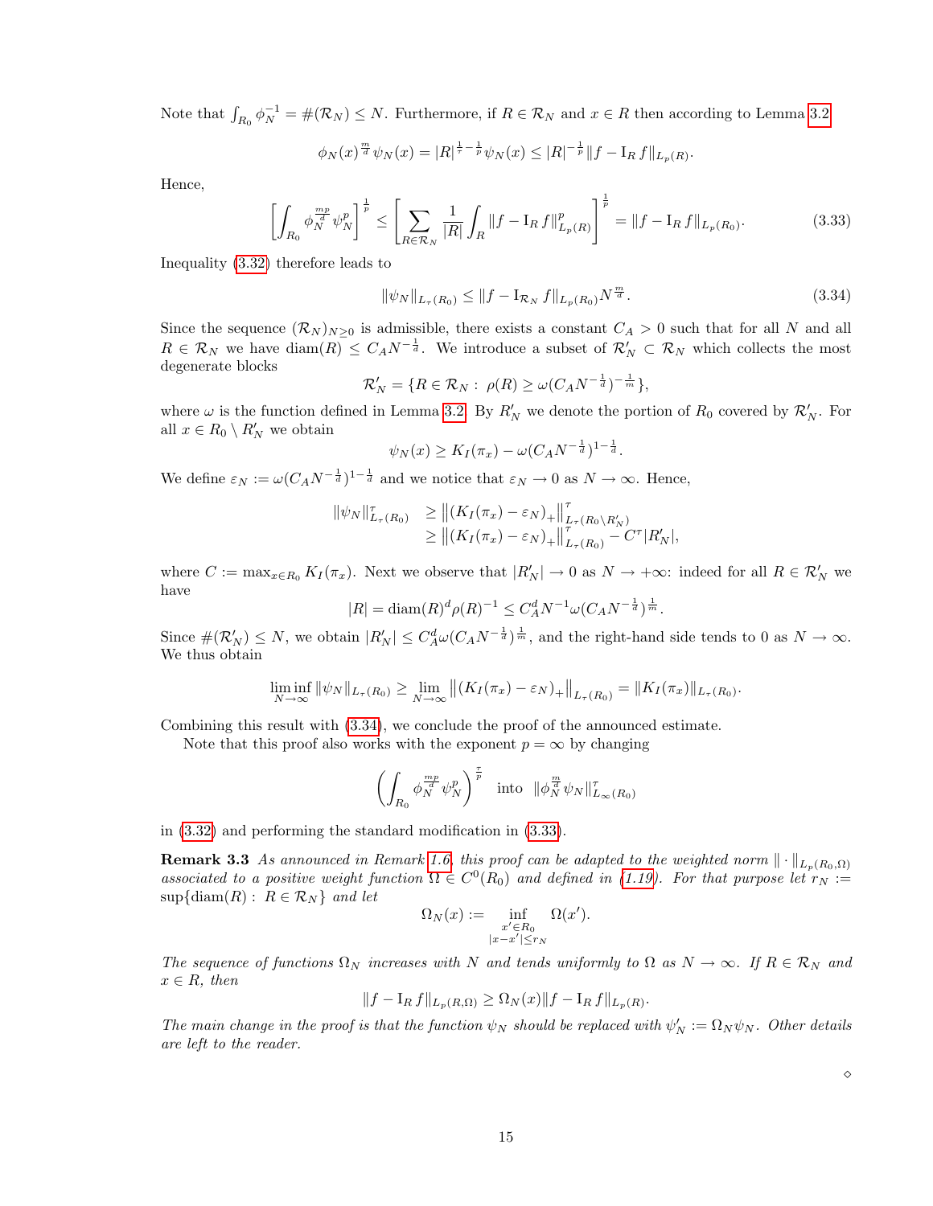Note that $\int_{R_0} \phi_N^{-1} = \#(\mathcal{R}_N) \leq N$. Furthermore, if $R \in \mathcal{R}_N$ and $x \in R$ then according to Lemma 3.2

$$\phi_N(x)^{\frac{m}{d}} \psi_N(x) = |R|^{\frac{1}{\tau}-\frac{1}{p}} \psi_N(x) \leq |R|^{-\frac{1}{p}} \|f - \mathrm{I}_R f\|_{L_p(R)}.$$

Hence,

$$\left[\int_{R_0} \phi_N^{\frac{mp}{d}} \psi_N^p\right]^{\frac{1}{p}} \leq \left[\sum_{R \in \mathcal{R}_N} \frac{1}{|R|} \int_R \|f - \mathrm{I}_R f\|_{L_p(R)}^p\right]^{\frac{1}{p}} = \|f - \mathrm{I}_R f\|_{L_p(R_0)}. \tag{3.33}$$

Inequality (3.32) therefore leads to

$$\|\psi_N\|_{L_\tau(R_0)} \leq \|f - \mathrm{I}_{\mathcal{R}_N} f\|_{L_p(R_0)} N^{\frac{m}{d}}. \tag{3.34}$$

Since the sequence $(\mathcal{R}_N)_{N \geq 0}$ is admissible, there exists a constant $C_A > 0$ such that for all $N$ and all $R \in \mathcal{R}_N$ we have $\mathrm{diam}(R) \leq C_A N^{-\frac{1}{d}}$. We introduce a subset of $\mathcal{R}'_N \subset \mathcal{R}_N$ which collects the most degenerate blocks

$$\mathcal{R}'_N = \{R \in \mathcal{R}_N : \ \rho(R) \geq \omega(C_A N^{-\frac{1}{d}})^{-\frac{1}{m}}\},$$

where $\omega$ is the function defined in Lemma 3.2. By $R'_N$ we denote the portion of $R_0$ covered by $\mathcal{R}'_N$. For all $x \in R_0 \setminus R'_N$ we obtain

$$\psi_N(x) \geq K_I(\pi_x) - \omega(C_A N^{-\frac{1}{d}})^{1-\frac{1}{d}}.$$

We define $\varepsilon_N := \omega(C_A N^{-\frac{1}{d}})^{1-\frac{1}{d}}$ and we notice that $\varepsilon_N \to 0$ as $N \to \infty$. Hence,

$$\begin{aligned}
\|\psi_N\|_{L_\tau(R_0)}^\tau &\geq \left\|(K_I(\pi_x) - \varepsilon_N)_+\right\|_{L_\tau(R_0 \setminus R'_N)}^\tau \\
&\geq \left\|(K_I(\pi_x) - \varepsilon_N)_+\right\|_{L_\tau(R_0)}^\tau - C^\tau |R'_N|,
\end{aligned}$$

where $C := \max_{x \in R_0} K_I(\pi_x)$. Next we observe that $|R'_N| \to 0$ as $N \to +\infty$: indeed for all $R \in \mathcal{R}'_N$ we have

$$|R| = \mathrm{diam}(R)^d \rho(R)^{-1} \leq C_A^d N^{-1} \omega(C_A N^{-\frac{1}{d}})^{\frac{1}{m}}.$$

Since $\#(\mathcal{R}'_N) \leq N$, we obtain $|R'_N| \leq C_A^d \omega(C_A N^{-\frac{1}{d}})^{\frac{1}{m}}$, and the right-hand side tends to 0 as $N \to \infty$. We thus obtain

$$\liminf_{N \to \infty} \|\psi_N\|_{L_\tau(R_0)} \geq \lim_{N \to \infty} \left\|(K_I(\pi_x) - \varepsilon_N)_+\right\|_{L_\tau(R_0)} = \|K_I(\pi_x)\|_{L_\tau(R_0)}.$$

Combining this result with (3.34), we conclude the proof of the announced estimate.

Note that this proof also works with the exponent $p = \infty$ by changing

$$\left(\int_{R_0} \phi_N^{\frac{mp}{d}} \psi_N^p\right)^{\frac{\tau}{p}} \quad \text{into} \quad \|\phi_N^{\frac{m}{d}} \psi_N\|_{L_\infty(R_0)}^\tau$$

in (3.32) and performing the standard modification in (3.33).

**Remark 3.3** *As announced in Remark 1.6, this proof can be adapted to the weighted norm $\|\cdot\|_{L_p(R_0,\Omega)}$ associated to a positive weight function $\Omega \in C^0(R_0)$ and defined in (1.19). For that purpose let $r_N := \sup\{\mathrm{diam}(R) : \ R \in \mathcal{R}_N\}$ and let*

$$\Omega_N(x) := \inf_{\substack{x' \in R_0 \\ |x - x'| \leq r_N}} \Omega(x').$$

*The sequence of functions $\Omega_N$ increases with $N$ and tends uniformly to $\Omega$ as $N \to \infty$. If $R \in \mathcal{R}_N$ and $x \in R$, then*

$$\|f - \mathrm{I}_R f\|_{L_p(R,\Omega)} \geq \Omega_N(x) \|f - \mathrm{I}_R f\|_{L_p(R)}.$$

*The main change in the proof is that the function $\psi_N$ should be replaced with $\psi'_N := \Omega_N \psi_N$. Other details are left to the reader.*

$\diamond$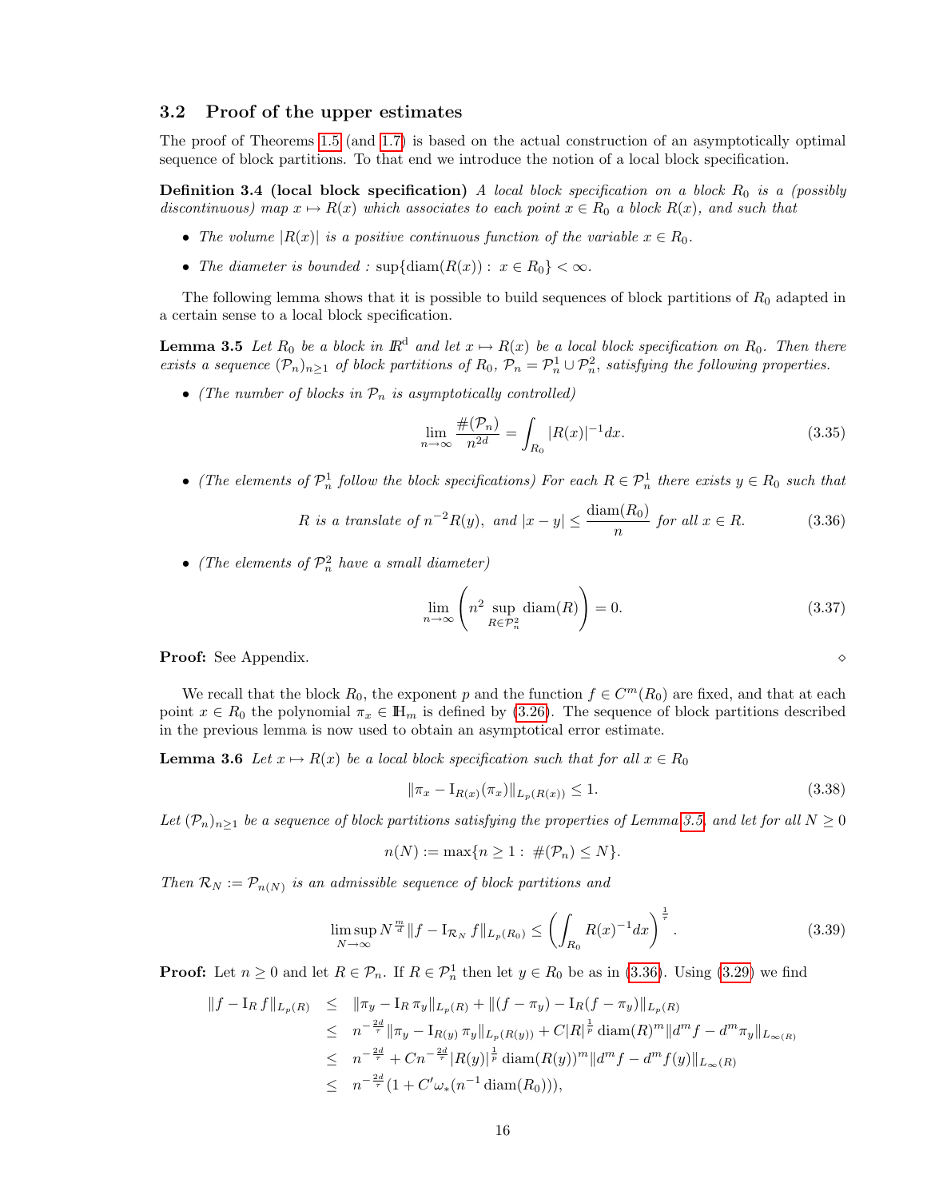### 3.2 Proof of the upper estimates

The proof of Theorems 1.5 (and 1.7) is based on the actual construction of an asymptotically optimal sequence of block partitions. To that end we introduce the notion of a local block specification.

**Definition 3.4 (local block specification)** *A local block specification on a block $R_0$ is a (possibly discontinuous) map $x \mapsto R(x)$ which associates to each point $x \in R_0$ a block $R(x)$, and such that*

- *The volume $|R(x)|$ is a positive continuous function of the variable $x \in R_0$.*
- *The diameter is bounded : $\sup\{\mathrm{diam}(R(x)) : x \in R_0\} < \infty$.*

The following lemma shows that it is possible to build sequences of block partitions of $R_0$ adapted in a certain sense to a local block specification.

**Lemma 3.5** *Let $R_0$ be a block in $\mathbb{R}^d$ and let $x \mapsto R(x)$ be a local block specification on $R_0$. Then there exists a sequence $(\mathcal{P}_n)_{n\geq 1}$ of block partitions of $R_0$, $\mathcal{P}_n = \mathcal{P}_n^1 \cup \mathcal{P}_n^2$, satisfying the following properties.*

- *(The number of blocks in $\mathcal{P}_n$ is asymptotically controlled)*

$$\lim_{n\to\infty} \frac{\#(\mathcal{P}_n)}{n^{2d}} = \int_{R_0} |R(x)|^{-1} dx. \tag{3.35}$$

- *(The elements of $\mathcal{P}_n^1$ follow the block specifications) For each $R \in \mathcal{P}_n^1$ there exists $y \in R_0$ such that*

$$R \text{ is a translate of } n^{-2}R(y), \text{ and } |x - y| \leq \frac{\mathrm{diam}(R_0)}{n} \text{ for all } x \in R. \tag{3.36}$$

- *(The elements of $\mathcal{P}_n^2$ have a small diameter)*

$$\lim_{n\to\infty} \left( n^2 \sup_{R\in\mathcal{P}_n^2} \mathrm{diam}(R) \right) = 0. \tag{3.37}$$

**Proof:** See Appendix. ⋄

We recall that the block $R_0$, the exponent $p$ and the function $f \in C^m(R_0)$ are fixed, and that at each point $x \in R_0$ the polynomial $\pi_x \in \mathbb{H}_m$ is defined by (3.26). The sequence of block partitions described in the previous lemma is now used to obtain an asymptotical error estimate.

**Lemma 3.6** *Let $x \mapsto R(x)$ be a local block specification such that for all $x \in R_0$*

$$\|\pi_x - \mathrm{I}_{R(x)}(\pi_x)\|_{L_p(R(x))} \leq 1. \tag{3.38}$$

*Let $(\mathcal{P}_n)_{n\geq 1}$ be a sequence of block partitions satisfying the properties of Lemma 3.5, and let for all $N \geq 0$*

$$n(N) := \max\{n \geq 1 : \#(\mathcal{P}_n) \leq N\}.$$

*Then $\mathcal{R}_N := \mathcal{P}_{n(N)}$ is an admissible sequence of block partitions and*

$$\limsup_{N\to\infty} N^{\frac{m}{d}} \|f - \mathrm{I}_{\mathcal{R}_N} f\|_{L_p(R_0)} \leq \left( \int_{R_0} R(x)^{-1} dx \right)^{\frac{1}{\tau}}. \tag{3.39}$$

**Proof:** Let $n \geq 0$ and let $R \in \mathcal{P}_n$. If $R \in \mathcal{P}_n^1$ then let $y \in R_0$ be as in (3.36). Using (3.29) we find

$$\begin{aligned}
\|f - \mathrm{I}_R f\|_{L_p(R)} &\leq \|\pi_y - \mathrm{I}_R \pi_y\|_{L_p(R)} + \|(f - \pi_y) - \mathrm{I}_R(f - \pi_y)\|_{L_p(R)} \\
&\leq n^{-\frac{2d}{\tau}} \|\pi_y - \mathrm{I}_{R(y)} \pi_y\|_{L_p(R(y))} + C|R|^{\frac{1}{p}} \mathrm{diam}(R)^m \|d^m f - d^m \pi_y\|_{L_\infty(R)} \\
&\leq n^{-\frac{2d}{\tau}} + Cn^{-\frac{2d}{\tau}} |R(y)|^{\frac{1}{p}} \mathrm{diam}(R(y))^m \|d^m f - d^m f(y)\|_{L_\infty(R)} \\
&\leq n^{-\frac{2d}{\tau}} (1 + C'\omega_*(n^{-1} \mathrm{diam}(R_0))),
\end{aligned}$$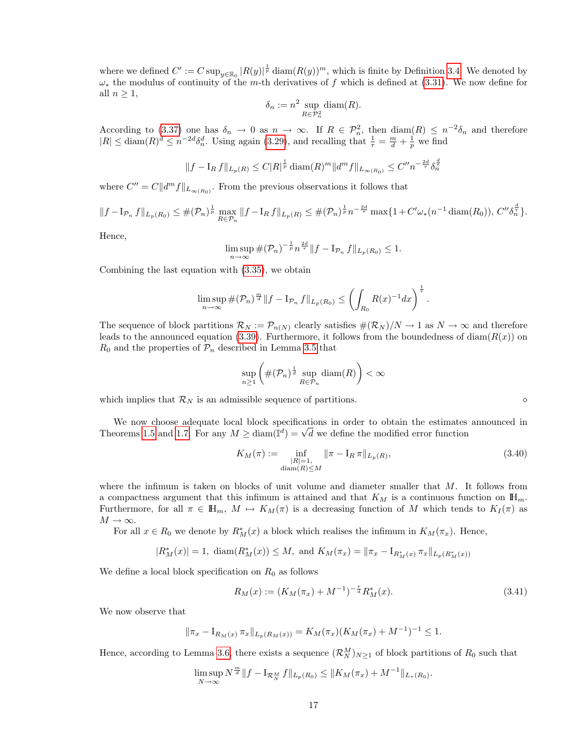where we defined $C' := C \sup_{y \in \mathbb{R}_0} |R(y)|^{\frac{1}{p}} \operatorname{diam}(R(y))^m$, which is finite by Definition 3.4. We denoted by $\omega_*$ the modulus of continuity of the $m$-th derivatives of $f$ which is defined at (3.31). We now define for all $n \geq 1$,

$$\delta_n := n^2 \sup_{R \in \mathcal{P}_n^2} \operatorname{diam}(R).$$

According to (3.37) one has $\delta_n \to 0$ as $n \to \infty$. If $R \in \mathcal{P}_n^2$, then $\operatorname{diam}(R) \leq n^{-2}\delta_n$ and therefore $|R| \leq \operatorname{diam}(R)^d \leq n^{-2d}\delta_n^d$. Using again (3.29), and recalling that $\frac{1}{\tau} = \frac{m}{d} + \frac{1}{p}$ we find

$$\|f - \mathrm{I}_R f\|_{L_p(R)} \leq C|R|^{\frac{1}{p}} \operatorname{diam}(R)^m \|d^m f\|_{L_\infty(R_0)} \leq C'' n^{-\frac{2d}{\tau}} \delta_n^{\frac{d}{\tau}}$$

where $C'' = C\|d^m f\|_{L_\infty(R_0)}$. From the previous observations it follows that

$$\|f - \mathrm{I}_{\mathcal{P}_n} f\|_{L_p(R_0)} \leq \#(\mathcal{P}_n)^{\frac{1}{p}} \max_{R \in \mathcal{P}_n} \|f - \mathrm{I}_R f\|_{L_p(R)} \leq \#(\mathcal{P}_n)^{\frac{1}{p}} n^{-\frac{2d}{\tau}} \max\{1 + C'\omega_*(n^{-1}\operatorname{diam}(R_0)), C''\delta_n^{\frac{d}{\tau}}\}.$$

Hence,

$$\limsup_{n \to \infty} \#(\mathcal{P}_n)^{-\frac{1}{p}} n^{\frac{2d}{\tau}} \|f - \mathrm{I}_{\mathcal{P}_n} f\|_{L_p(R_0)} \leq 1.$$

Combining the last equation with (3.35), we obtain

$$\limsup_{n \to \infty} \#(\mathcal{P}_n)^{\frac{m}{d}} \|f - \mathrm{I}_{\mathcal{P}_n} f\|_{L_p(R_0)} \leq \left( \int_{R_0} R(x)^{-1} dx \right)^{\frac{1}{\tau}}.$$

The sequence of block partitions $\mathcal{R}_N := \mathcal{P}_{n(N)}$ clearly satisfies $\#(\mathcal{R}_N)/N \to 1$ as $N \to \infty$ and therefore leads to the announced equation (3.39). Furthermore, it follows from the boundedness of $\operatorname{diam}(R(x))$ on $R_0$ and the properties of $\mathcal{P}_n$ described in Lemma 3.5 that

$$\sup_{n \geq 1} \left( \#(\mathcal{P}_n)^{\frac{1}{d}} \sup_{R \in \mathcal{P}_n} \operatorname{diam}(R) \right) < \infty$$

which implies that $\mathcal{R}_N$ is an admissible sequence of partitions. $\diamond$

We now choose adequate local block specifications in order to obtain the estimates announced in Theorems 1.5 and 1.7. For any $M \geq \operatorname{diam}(\mathbb{I}^d) = \sqrt{d}$ we define the modified error function

$$K_M(\pi) := \inf_{\substack{|R|=1, \\ \operatorname{diam}(R) \leq M}} \|\pi - \mathrm{I}_R \pi\|_{L_p(R)}, \tag{3.40}$$

where the infimum is taken on blocks of unit volume and diameter smaller that $M$. It follows from a compactness argument that this infimum is attained and that $K_M$ is a continuous function on $\mathbb{H}_m$. Furthermore, for all $\pi \in \mathbb{H}_m$, $M \mapsto K_M(\pi)$ is a decreasing function of $M$ which tends to $K_I(\pi)$ as $M \to \infty$.

For all $x \in R_0$ we denote by $R_M^*(x)$ a block which realises the infimum in $K_M(\pi_x)$. Hence,

$$|R_M^*(x)| = 1, \ \operatorname{diam}(R_M^*(x)) \leq M, \text{ and } K_M(\pi_x) = \|\pi_x - \mathrm{I}_{R_M^*(x)} \pi_x\|_{L_p(R_M^*(x))}$$

We define a local block specification on $R_0$ as follows

$$R_M(x) := (K_M(\pi_x) + M^{-1})^{-\frac{\tau}{d}} R_M^*(x). \tag{3.41}$$

We now observe that

$$\|\pi_x - \mathrm{I}_{R_M(x)} \pi_x\|_{L_p(R_M(x))} = K_M(\pi_x)(K_M(\pi_x) + M^{-1})^{-1} \leq 1.$$

Hence, according to Lemma 3.6, there exists a sequence $(\mathcal{R}_N^M)_{N \geq 1}$ of block partitions of $R_0$ such that

$$\limsup_{N \to \infty} N^{\frac{m}{d}} \|f - \mathrm{I}_{\mathcal{R}_N^M} f\|_{L_p(R_0)} \leq \|K_M(\pi_x) + M^{-1}\|_{L_\tau(R_0)}.$$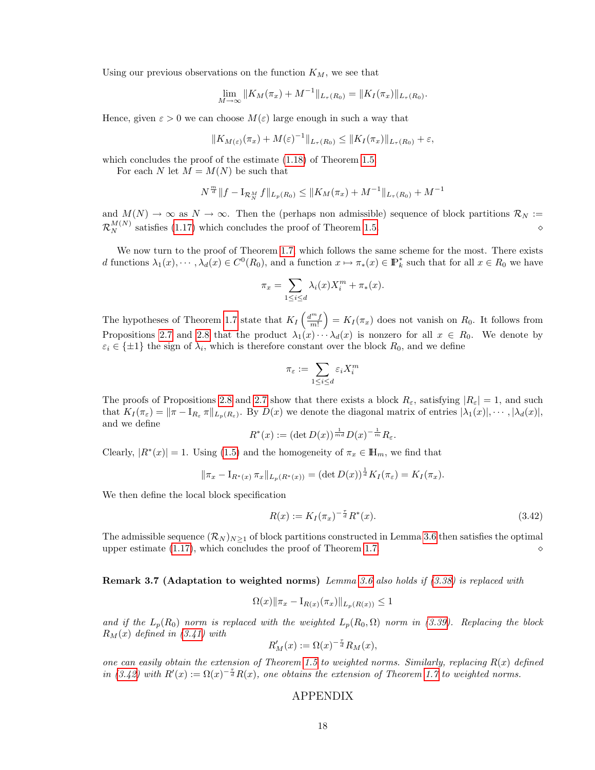Using our previous observations on the function $K_M$, we see that

$$\lim_{M\to\infty} \|K_M(\pi_x)+M^{-1}\|_{L_\tau(R_0)} = \|K_I(\pi_x)\|_{L_\tau(R_0)}.$$

Hence, given $\varepsilon>0$ we can choose $M(\varepsilon)$ large enough in such a way that

$$\|K_{M(\varepsilon)}(\pi_x)+M(\varepsilon)^{-1}\|_{L_\tau(R_0)} \leq \|K_I(\pi_x)\|_{L_\tau(R_0)}+\varepsilon,$$

which concludes the proof of the estimate (1.18) of Theorem 1.5.

For each $N$ let $M=M(N)$ be such that

$$N^{\frac{m}{d}}\|f-\mathrm{I}_{\mathcal{R}_N^M} f\|_{L_p(R_0)} \leq \|K_M(\pi_x)+M^{-1}\|_{L_\tau(R_0)}+M^{-1}$$

and $M(N)\to\infty$ as $N\to\infty$. Then the (perhaps non admissible) sequence of block partitions $\mathcal{R}_N := \mathcal{R}_N^{M(N)}$ satisfies (1.17) which concludes the proof of Theorem 1.5. ⋄

We now turn to the proof of Theorem 1.7, which follows the same scheme for the most. There exists $d$ functions $\lambda_1(x),\cdots,\lambda_d(x)\in C^0(R_0)$, and a function $x\mapsto \pi_*(x)\in \mathbb{P}_k^*$ such that for all $x\in R_0$ we have

$$\pi_x = \sum_{1\leq i\leq d}\lambda_i(x)X_i^m+\pi_*(x).$$

The hypotheses of Theorem 1.7 state that $K_I\left(\frac{d^m f}{m!}\right)=K_I(\pi_x)$ does not vanish on $R_0$. It follows from Propositions 2.7 and 2.8 that the product $\lambda_1(x)\cdots\lambda_d(x)$ is nonzero for all $x\in R_0$. We denote by $\varepsilon_i\in\{\pm1\}$ the sign of $\lambda_i$, which is therefore constant over the block $R_0$, and we define

$$\pi_\varepsilon := \sum_{1\leq i\leq d}\varepsilon_i X_i^m$$

The proofs of Propositions 2.8 and 2.7 show that there exists a block $R_\varepsilon$, satisfying $|R_\varepsilon|=1$, and such that $K_I(\pi_\varepsilon)=\|\pi-\mathrm{I}_{R_\varepsilon}\pi\|_{L_p(R_\varepsilon)}$. By $D(x)$ we denote the diagonal matrix of entries $|\lambda_1(x)|,\cdots,|\lambda_d(x)|$, and we define

$$R^*(x) := (\det D(x))^{\frac{1}{md}}D(x)^{-\frac{1}{m}}R_\varepsilon.$$

Clearly, $|R^*(x)|=1$. Using (1.5) and the homogeneity of $\pi_x\in\mathbb{H}_m$, we find that

$$\|\pi_x-\mathrm{I}_{R^*(x)}\pi_x\|_{L_p(R^*(x))} = (\det D(x))^{\frac{1}{d}}K_I(\pi_\varepsilon)=K_I(\pi_x).$$

We then define the local block specification

$$R(x) := K_I(\pi_x)^{-\frac{\tau}{d}}R^*(x). \tag{3.42}$$

The admissible sequence $(\mathcal{R}_N)_{N\geq1}$ of block partitions constructed in Lemma 3.6 then satisfies the optimal upper estimate (1.17), which concludes the proof of Theorem 1.7. ⋄

**Remark 3.7 (Adaptation to weighted norms)** *Lemma 3.6 also holds if (3.38) is replaced with*

$$\Omega(x)\|\pi_x-\mathrm{I}_{R(x)}(\pi_x)\|_{L_p(R(x))}\leq 1$$

*and if the $L_p(R_0)$ norm is replaced with the weighted $L_p(R_0,\Omega)$ norm in (3.39). Replacing the block $R_M(x)$ defined in (3.41) with*

$$R'_M(x) := \Omega(x)^{-\frac{\tau}{d}}R_M(x),$$

*one can easily obtain the extension of Theorem 1.5 to weighted norms. Similarly, replacing $R(x)$ defined in (3.42) with $R'(x):=\Omega(x)^{-\frac{\tau}{d}}R(x)$, one obtains the extension of Theorem 1.7 to weighted norms.*

# APPENDIX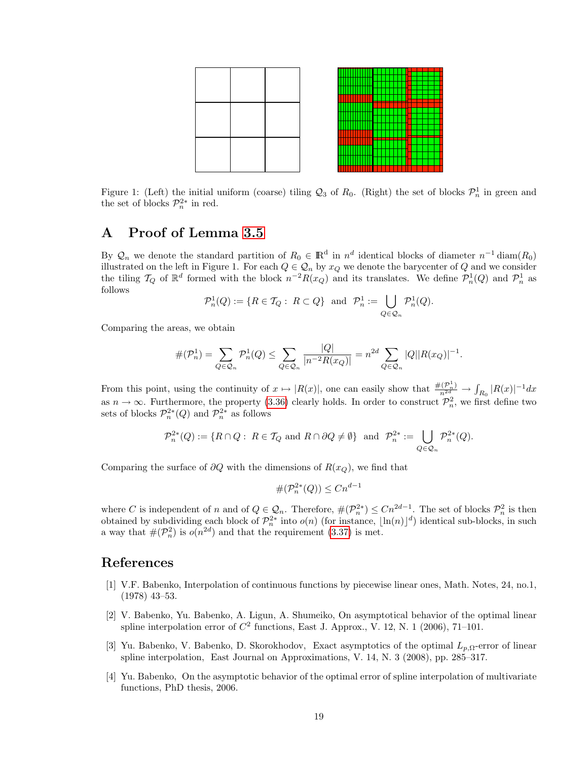Figure 1: (Left) the initial uniform (coarse) tiling $\mathcal{Q}_3$ of $R_0$. (Right) the set of blocks $\mathcal{P}_n^1$ in green and the set of blocks $\mathcal{P}_n^{2*}$ in red.

# A Proof of Lemma 3.5

By $\mathcal{Q}_n$ we denote the standard partition of $R_0 \in \mathbb{R}^d$ in $n^d$ identical blocks of diameter $n^{-1}\,\mathrm{diam}(R_0)$ illustrated on the left in Figure 1. For each $Q \in \mathcal{Q}_n$ by $x_Q$ we denote the barycenter of $Q$ and we consider the tiling $\mathcal{T}_Q$ of $\mathbb{R}^d$ formed with the block $n^{-2}R(x_Q)$ and its translates. We define $\mathcal{P}_n^1(Q)$ and $\mathcal{P}_n^1$ as follows

$$\mathcal{P}_n^1(Q) := \{R \in \mathcal{T}_Q :\ R \subset Q\} \ \text{ and } \ \mathcal{P}_n^1 := \bigcup_{Q\in\mathcal{Q}_n} \mathcal{P}_n^1(Q).$$

Comparing the areas, we obtain

$$\#(\mathcal{P}_n^1) = \sum_{Q\in\mathcal{Q}_n} \mathcal{P}_n^1(Q) \leq \sum_{Q\in\mathcal{Q}_n} \frac{|Q|}{|n^{-2}R(x_Q)|} = n^{2d}\sum_{Q\in\mathcal{Q}_n} |Q||R(x_Q)|^{-1}.$$

From this point, using the continuity of $x \mapsto |R(x)|$, one can easily show that $\frac{\#(\mathcal{P}_n^1)}{n^{2d}} \to \int_{R_0} |R(x)|^{-1}dx$ as $n \to \infty$. Furthermore, the property (3.36) clearly holds. In order to construct $\mathcal{P}_n^2$, we first define two sets of blocks $\mathcal{P}_n^{2*}(Q)$ and $\mathcal{P}_n^{2*}$ as follows

$$\mathcal{P}_n^{2*}(Q) := \{R \cap Q :\ R \in \mathcal{T}_Q \text{ and } R \cap \partial Q \neq \emptyset\} \ \text{ and } \ \mathcal{P}_n^{2*} := \bigcup_{Q\in\mathcal{Q}_n} \mathcal{P}_n^{2*}(Q).$$

Comparing the surface of $\partial Q$ with the dimensions of $R(x_Q)$, we find that

$$\#(\mathcal{P}_n^{2*}(Q)) \leq Cn^{d-1}$$

where $C$ is independent of $n$ and of $Q \in \mathcal{Q}_n$. Therefore, $\#(\mathcal{P}_n^{2*}) \leq Cn^{2d-1}$. The set of blocks $\mathcal{P}_n^2$ is then obtained by subdividing each block of $\mathcal{P}_n^{2*}$ into $o(n)$ (for instance, $\lfloor \ln(n) \rfloor^d$) identical sub-blocks, in such a way that $\#(\mathcal{P}_n^2)$ is $o(n^{2d})$ and that the requirement (3.37) is met.

# References

[1] V.F. Babenko, Interpolation of continuous functions by piecewise linear ones, Math. Notes, 24, no.1, (1978) 43–53.

[2] V. Babenko, Yu. Babenko, A. Ligun, A. Shumeiko, On asymptotical behavior of the optimal linear spline interpolation error of $C^2$ functions, East J. Approx., V. 12, N. 1 (2006), 71–101.

[3] Yu. Babenko, V. Babenko, D. Skorokhodov, Exact asymptotics of the optimal $L_{p,\Omega}$-error of linear spline interpolation, East Journal on Approximations, V. 14, N. 3 (2008), pp. 285–317.

[4] Yu. Babenko, On the asymptotic behavior of the optimal error of spline interpolation of multivariate functions, PhD thesis, 2006.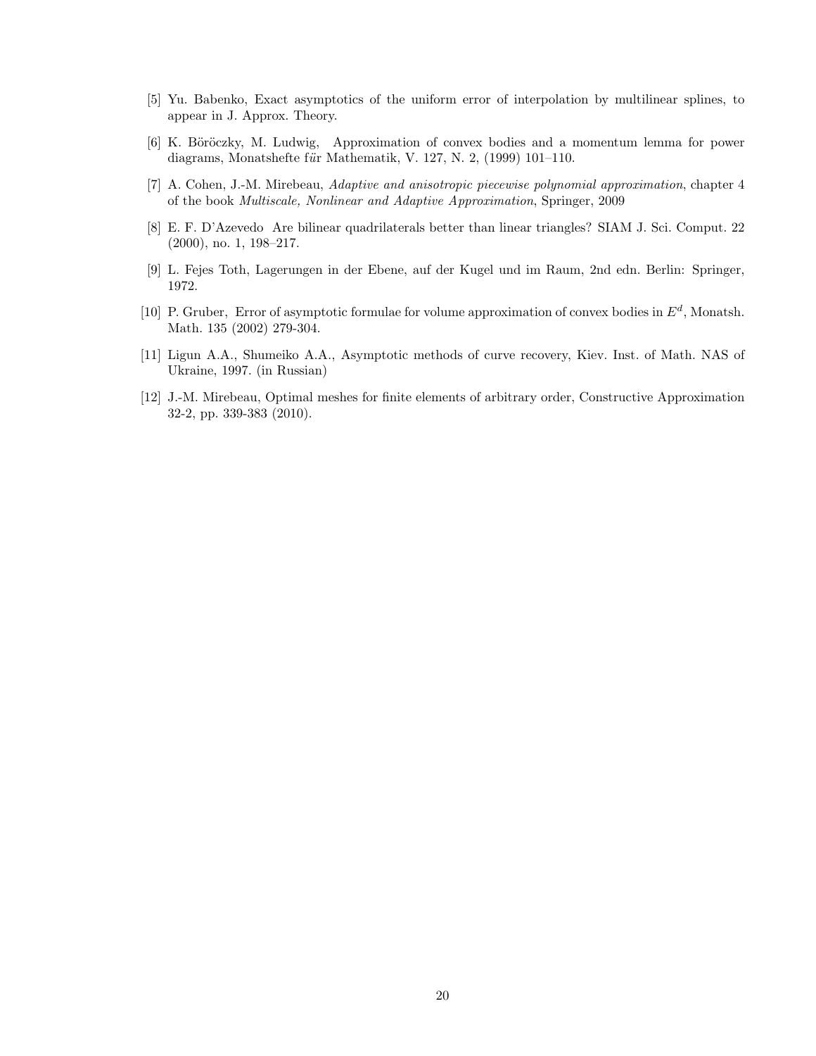[5] Yu. Babenko, Exact asymptotics of the uniform error of interpolation by multilinear splines, to appear in J. Approx. Theory.

[6] K. Böröczky, M. Ludwig, Approximation of convex bodies and a momentum lemma for power diagrams, Monatshefte für Mathematik, V. 127, N. 2, (1999) 101–110.

[7] A. Cohen, J.-M. Mirebeau, *Adaptive and anisotropic piecewise polynomial approximation*, chapter 4 of the book *Multiscale, Nonlinear and Adaptive Approximation*, Springer, 2009

[8] E. F. D'Azevedo Are bilinear quadrilaterals better than linear triangles? SIAM J. Sci. Comput. 22 (2000), no. 1, 198–217.

[9] L. Fejes Toth, Lagerungen in der Ebene, auf der Kugel und im Raum, 2nd edn. Berlin: Springer, 1972.

[10] P. Gruber, Error of asymptotic formulae for volume approximation of convex bodies in $E^d$, Monatsh. Math. 135 (2002) 279-304.

[11] Ligun A.A., Shumeiko A.A., Asymptotic methods of curve recovery, Kiev. Inst. of Math. NAS of Ukraine, 1997. (in Russian)

[12] J.-M. Mirebeau, Optimal meshes for finite elements of arbitrary order, Constructive Approximation 32-2, pp. 339-383 (2010).